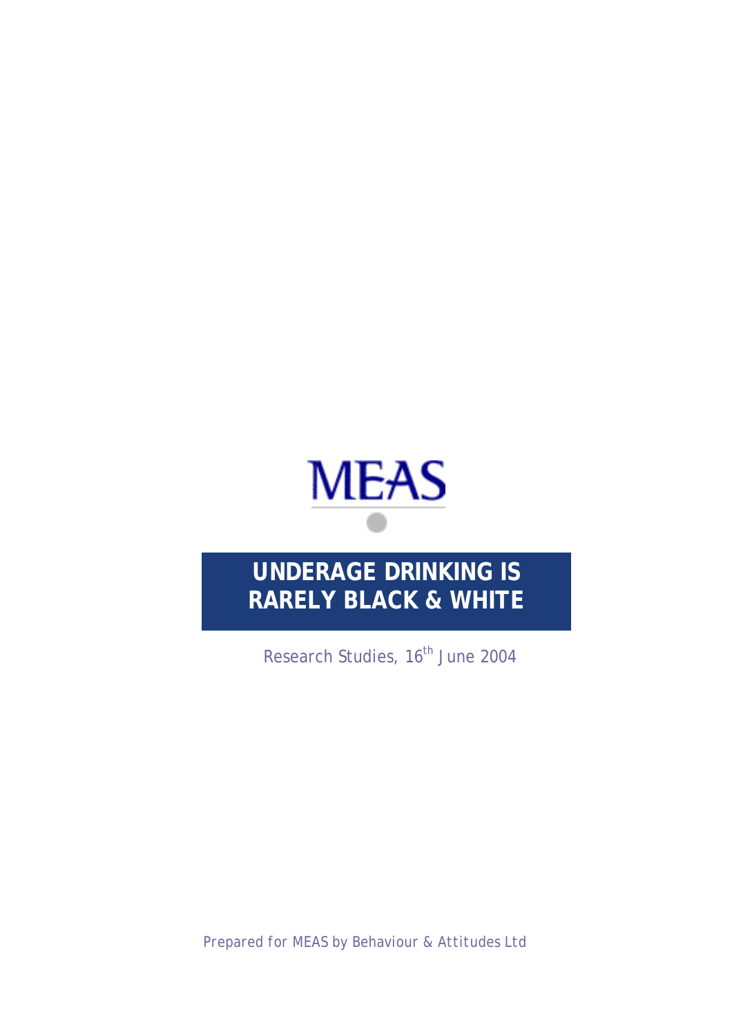MEAS

# UNDERAGE DRINKING IS RARELY BLACK & WHITE

Research Studies, 16th June 2004

*Prepared for MEAS by Behaviour & Attitudes Ltd*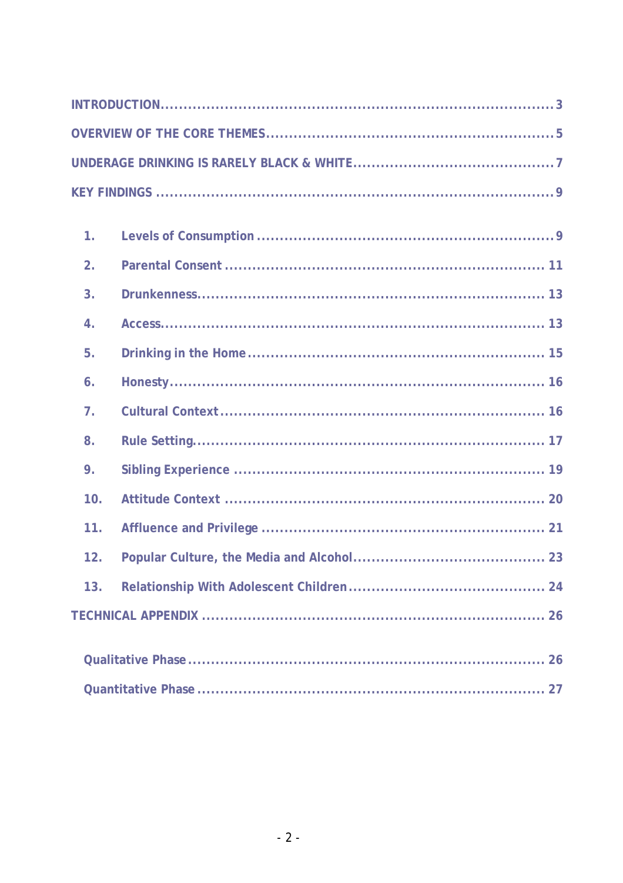INTRODUCTION ........................................................................................ 3

OVERVIEW OF THE CORE THEMES ............................................................... 5

UNDERAGE DRINKING IS RARELY BLACK & WHITE ............................................ 7

KEY FINDINGS ........................................................................................ 9

1. Levels of Consumption ................................................................ 9
2. Parental Consent ...................................................................... 11
3. Drunkenness ........................................................................... 13
4. Access .................................................................................. 13
5. Drinking in the Home ................................................................. 15
6. Honesty ................................................................................. 16
7. Cultural Context ....................................................................... 16
8. Rule Setting ............................................................................ 17
9. Sibling Experience .................................................................... 19
10. Attitude Context ...................................................................... 20
11. Affluence and Privilege .............................................................. 21
12. Popular Culture, the Media and Alcohol .......................................... 23
13. Relationship With Adolescent Children ........................................... 24

TECHNICAL APPENDIX ............................................................................ 26

- Qualitative Phase ........................................................................ 26
- Quantitative Phase ...................................................................... 27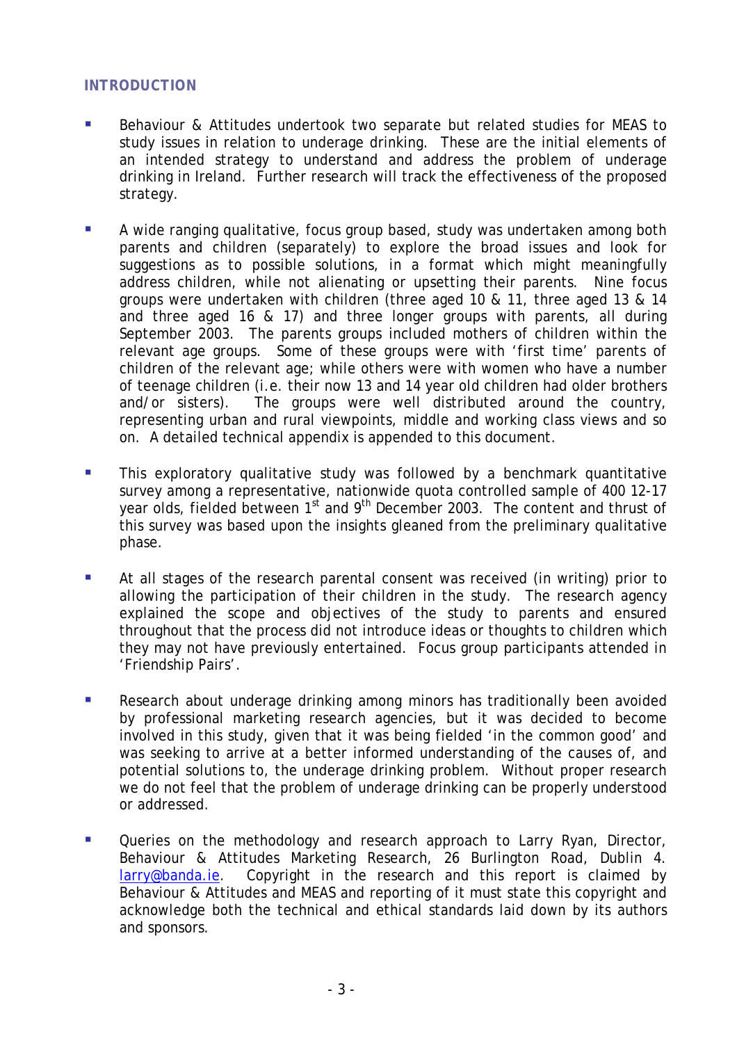## INTRODUCTION

- Behaviour & Attitudes undertook two separate but related studies for MEAS to study issues in relation to underage drinking. These are the initial elements of an intended strategy to understand and address the problem of underage drinking in Ireland. Further research will track the effectiveness of the proposed strategy.

- A wide ranging qualitative, focus group based, study was undertaken among both parents and children (separately) to explore the broad issues and look for suggestions as to possible solutions, in a format which might meaningfully address children, while not alienating or upsetting their parents. Nine focus groups were undertaken with children (three aged 10 & 11, three aged 13 & 14 and three aged 16 & 17) and three longer groups with parents, all during September 2003. The parents groups included mothers of children within the relevant age groups. Some of these groups were with 'first time' parents of children of the relevant age; while others were with women who have a number of teenage children (i.e. their now 13 and 14 year old children had older brothers and/or sisters). The groups were well distributed around the country, representing urban and rural viewpoints, middle and working class views and so on. A detailed technical appendix is appended to this document.

- This exploratory qualitative study was followed by a benchmark quantitative survey among a representative, nationwide quota controlled sample of 400 12-17 year olds, fielded between 1st and 9th December 2003. The content and thrust of this survey was based upon the insights gleaned from the preliminary qualitative phase.

- At all stages of the research parental consent was received (in writing) prior to allowing the participation of their children in the study. The research agency explained the scope and objectives of the study to parents and ensured throughout that the process did not introduce ideas or thoughts to children which they may not have previously entertained. Focus group participants attended in 'Friendship Pairs'.

- Research about underage drinking among minors has traditionally been avoided by professional marketing research agencies, but it was decided to become involved in this study, given that it was being fielded 'in the common good' and was seeking to arrive at a better informed understanding of the causes of, and potential solutions to, the underage drinking problem. Without proper research we do not feel that the problem of underage drinking can be properly understood or addressed.

- Queries on the methodology and research approach to Larry Ryan, Director, Behaviour & Attitudes Marketing Research, 26 Burlington Road, Dublin 4. larry@banda.ie. Copyright in the research and this report is claimed by Behaviour & Attitudes and MEAS and reporting of it must state this copyright and acknowledge both the technical and ethical standards laid down by its authors and sponsors.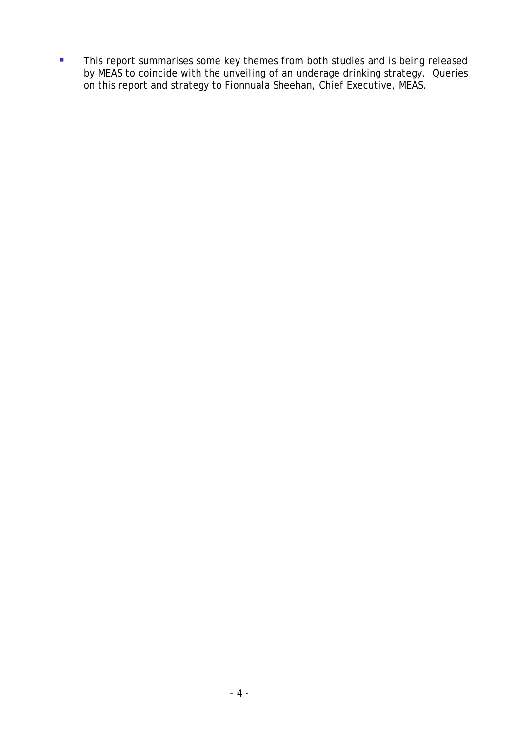- This report summarises some key themes from both studies and is being released by MEAS to coincide with the unveiling of an underage drinking strategy. Queries on this report and strategy to Fionnuala Sheehan, Chief Executive, MEAS.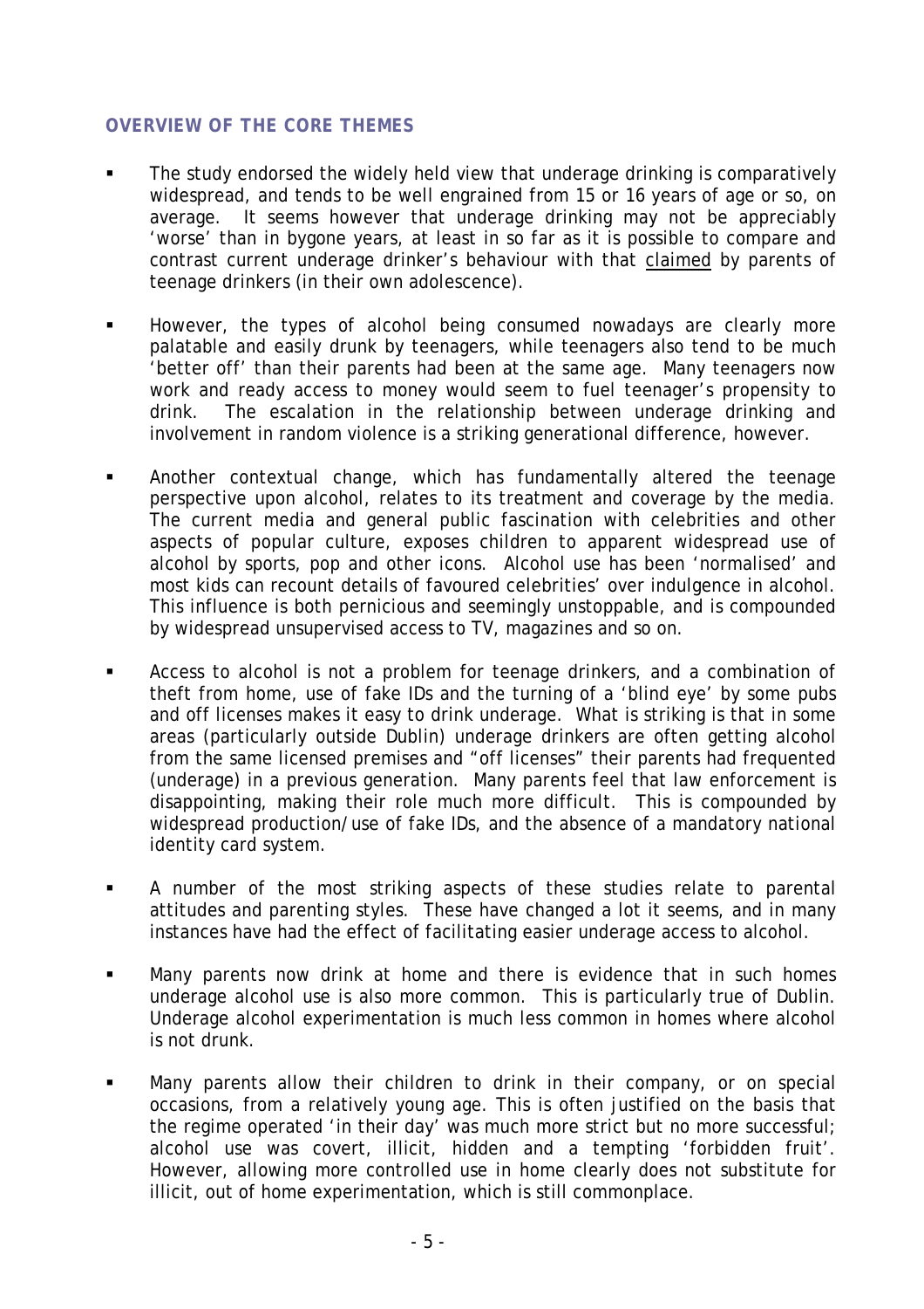## OVERVIEW OF THE CORE THEMES

- The study endorsed the widely held view that underage drinking is comparatively widespread, and tends to be well engrained from 15 or 16 years of age or so, on average. It seems however that underage drinking may not be appreciably 'worse' than in bygone years, at least in so far as it is possible to compare and contrast current underage drinker's behaviour with that <u>claimed</u> by parents of teenage drinkers (in their own adolescence).

- However, the types of alcohol being consumed nowadays are clearly more palatable and easily drunk by teenagers, while teenagers also tend to be much 'better off' than their parents had been at the same age. Many teenagers now work and ready access to money would seem to fuel teenager's propensity to drink. The escalation in the relationship between underage drinking and involvement in random violence is a striking generational difference, however.

- Another contextual change, which has fundamentally altered the teenage perspective upon alcohol, relates to its treatment and coverage by the media. The current media and general public fascination with celebrities and other aspects of popular culture, exposes children to apparent widespread use of alcohol by sports, pop and other icons. Alcohol use has been 'normalised' and most kids can recount details of favoured celebrities' over indulgence in alcohol. This influence is both pernicious and seemingly unstoppable, and is compounded by widespread unsupervised access to TV, magazines and so on.

- Access to alcohol is not a problem for teenage drinkers, and a combination of theft from home, use of fake IDs and the turning of a 'blind eye' by some pubs and off licenses makes it easy to drink underage. What is striking is that in some areas (particularly outside Dublin) underage drinkers are often getting alcohol from the same licensed premises and "off licenses" their parents had frequented (underage) in a previous generation. Many parents feel that law enforcement is disappointing, making their role much more difficult. This is compounded by widespread production/use of fake IDs, and the absence of a mandatory national identity card system.

- A number of the most striking aspects of these studies relate to parental attitudes and parenting styles. These have changed a lot it seems, and in many instances have had the effect of facilitating easier underage access to alcohol.

- Many parents now drink at home and there is evidence that in such homes underage alcohol use is also more common. This is particularly true of Dublin. Underage alcohol experimentation is much less common in homes where alcohol is not drunk.

- Many parents allow their children to drink in their company, or on special occasions, from a relatively young age. This is often justified on the basis that the regime operated 'in their day' was much more strict but no more successful; alcohol use was covert, illicit, hidden and a tempting 'forbidden fruit'. However, allowing more controlled use in home clearly does not substitute for illicit, out of home experimentation, which is still commonplace.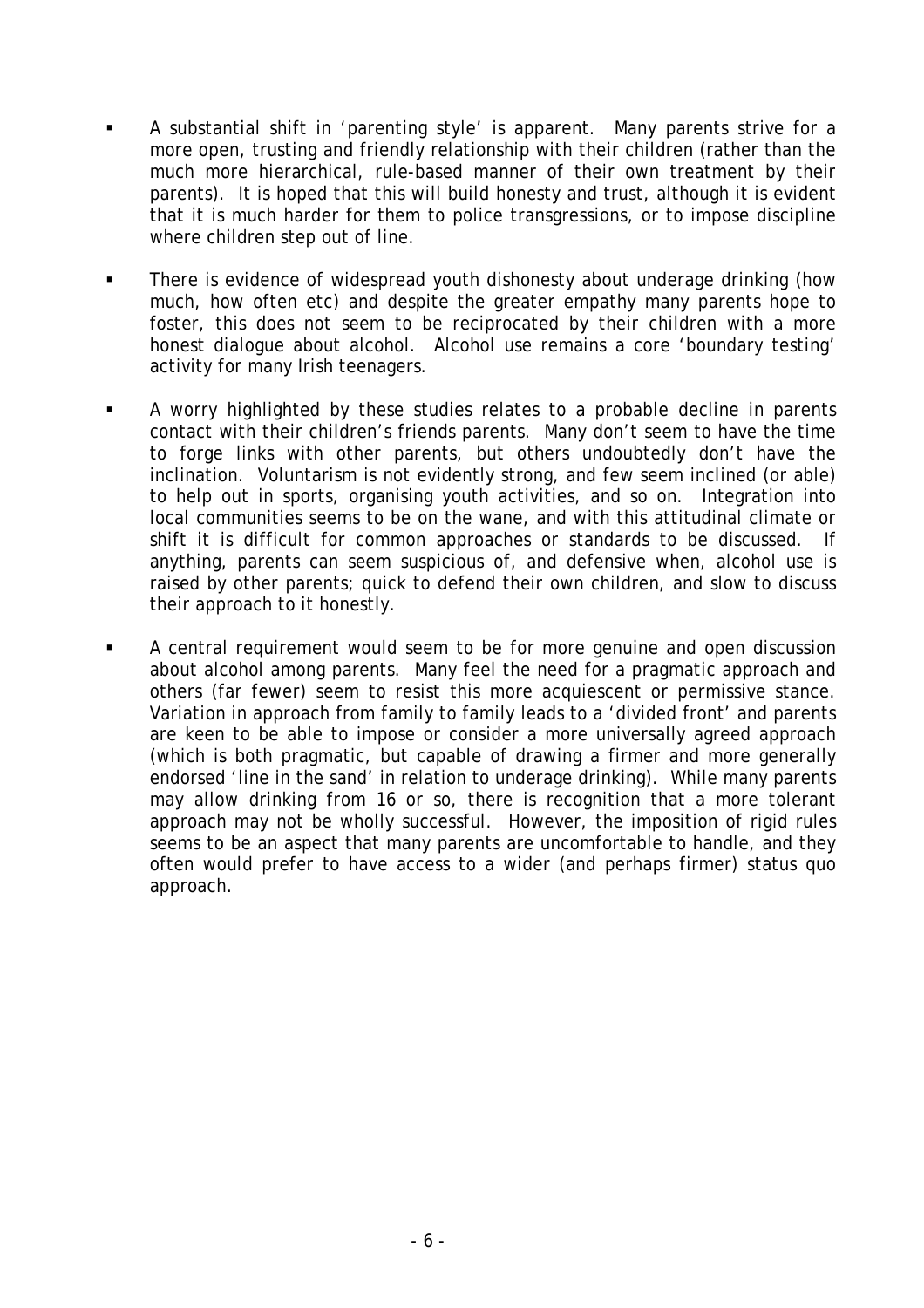- A substantial shift in 'parenting style' is apparent. Many parents strive for a more open, trusting and friendly relationship with their children (rather than the much more hierarchical, rule-based manner of their own treatment by their parents). It is hoped that this will build honesty and trust, although it is evident that it is much harder for them to police transgressions, or to impose discipline where children step out of line.

- There is evidence of widespread youth dishonesty about underage drinking (how much, how often etc) and despite the greater empathy many parents hope to foster, this does not seem to be reciprocated by their children with a more honest dialogue about alcohol. Alcohol use remains a core 'boundary testing' activity for many Irish teenagers.

- A worry highlighted by these studies relates to a probable decline in parents contact with their children's friends parents. Many don't seem to have the time to forge links with other parents, but others undoubtedly don't have the inclination. Voluntarism is not evidently strong, and few seem inclined (or able) to help out in sports, organising youth activities, and so on. Integration into local communities seems to be on the wane, and with this attitudinal climate or shift it is difficult for common approaches or standards to be discussed. If anything, parents can seem suspicious of, and defensive when, alcohol use is raised by other parents; quick to defend their own children, and slow to discuss their approach to it honestly.

- A central requirement would seem to be for more genuine and open discussion about alcohol among parents. Many feel the need for a pragmatic approach and others (far fewer) seem to resist this more acquiescent or permissive stance. Variation in approach from family to family leads to a 'divided front' and parents are keen to be able to impose or consider a more universally agreed approach (which is both pragmatic, but capable of drawing a firmer and more generally endorsed 'line in the sand' in relation to underage drinking). While many parents may allow drinking from 16 or so, there is recognition that a more tolerant approach may not be wholly successful. However, the imposition of rigid rules seems to be an aspect that many parents are uncomfortable to handle, and they often would prefer to have access to a wider (and perhaps firmer) status quo approach.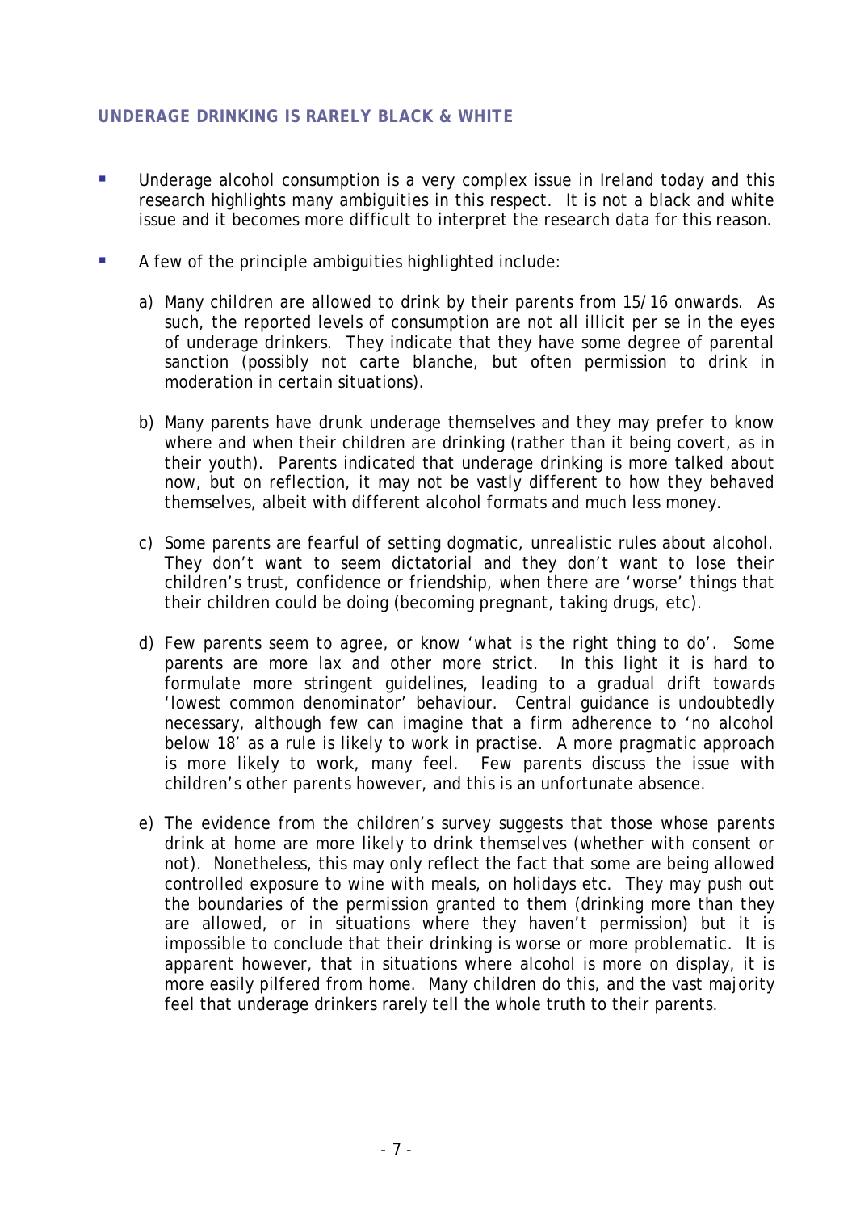## UNDERAGE DRINKING IS RARELY BLACK & WHITE

- Underage alcohol consumption is a very complex issue in Ireland today and this research highlights many ambiguities in this respect. It is not a black and white issue and it becomes more difficult to interpret the research data for this reason.

- A few of the principle ambiguities highlighted include:

  a) Many children are allowed to drink by their parents from 15/16 onwards. As such, the reported levels of consumption are not all illicit per se in the eyes of underage drinkers. They indicate that they have some degree of parental sanction (possibly not carte blanche, but often permission to drink in moderation in certain situations).

  b) Many parents have drunk underage themselves and they may prefer to know where and when their children are drinking (rather than it being covert, as in their youth). Parents indicated that underage drinking is more talked about now, but on reflection, it may not be vastly different to how they behaved themselves, albeit with different alcohol formats and much less money.

  c) Some parents are fearful of setting dogmatic, unrealistic rules about alcohol. They don't want to seem dictatorial and they don't want to lose their children's trust, confidence or friendship, when there are 'worse' things that their children could be doing (becoming pregnant, taking drugs, etc).

  d) Few parents seem to agree, or know 'what is the right thing to do'. Some parents are more lax and other more strict. In this light it is hard to formulate more stringent guidelines, leading to a gradual drift towards 'lowest common denominator' behaviour. Central guidance is undoubtedly necessary, although few can imagine that a firm adherence to 'no alcohol below 18' as a rule is likely to work in practise. A more pragmatic approach is more likely to work, many feel. Few parents discuss the issue with children's other parents however, and this is an unfortunate absence.

  e) The evidence from the children's survey suggests that those whose parents drink at home are more likely to drink themselves (whether with consent or not). Nonetheless, this may only reflect the fact that some are being allowed controlled exposure to wine with meals, on holidays etc. They may push out the boundaries of the permission granted to them (drinking more than they are allowed, or in situations where they haven't permission) but it is impossible to conclude that their drinking is worse or more problematic. It is apparent however, that in situations where alcohol is more on display, it is more easily pilfered from home. Many children do this, and the vast majority feel that underage drinkers rarely tell the whole truth to their parents.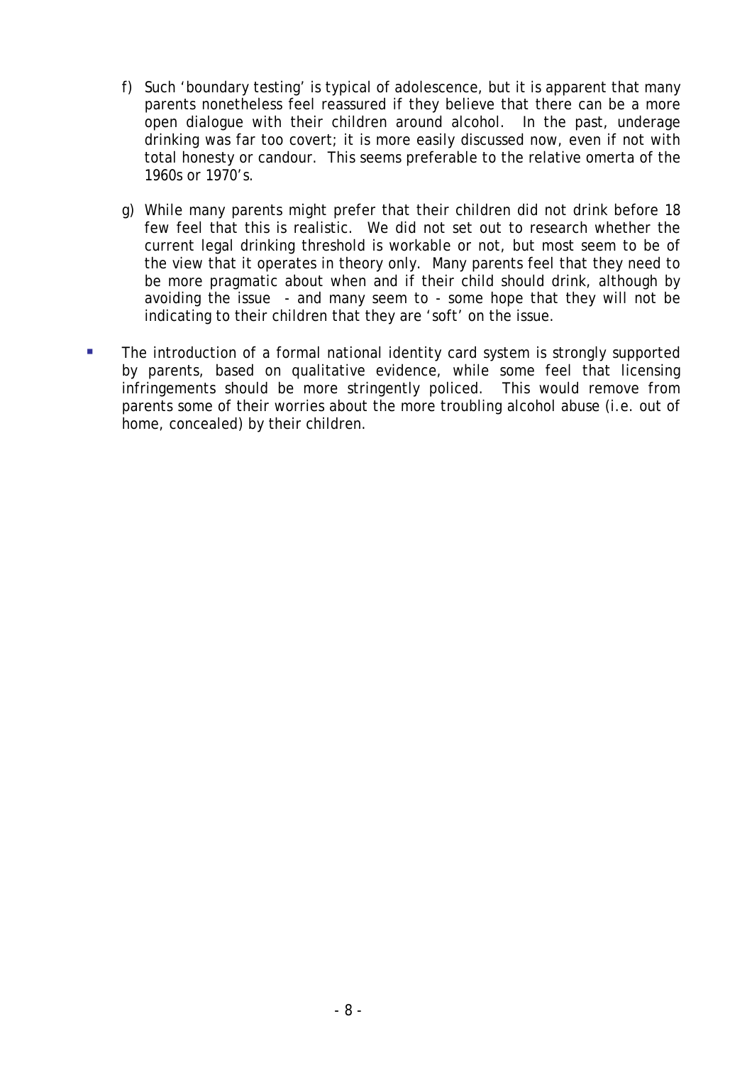f) Such ‘boundary testing’ is typical of adolescence, but it is apparent that many parents nonetheless feel reassured if they believe that there can be a more open dialogue with their children around alcohol. In the past, underage drinking was far too covert; it is more easily discussed now, even if not with total honesty or candour. This seems preferable to the relative omerta of the 1960s or 1970’s.

g) While many parents might prefer that their children did not drink before 18 few feel that this is realistic. We did not set out to research whether the current legal drinking threshold is workable or not, but most seem to be of the view that it operates in theory only. Many parents feel that they need to be more pragmatic about when and if their child should drink, although by avoiding the issue - and many seem to - some hope that they will not be indicating to their children that they are ‘soft’ on the issue.

- The introduction of a formal national identity card system is strongly supported by parents, based on qualitative evidence, while some feel that licensing infringements should be more stringently policed. This would remove from parents some of their worries about the more troubling alcohol abuse (i.e. out of home, concealed) by their children.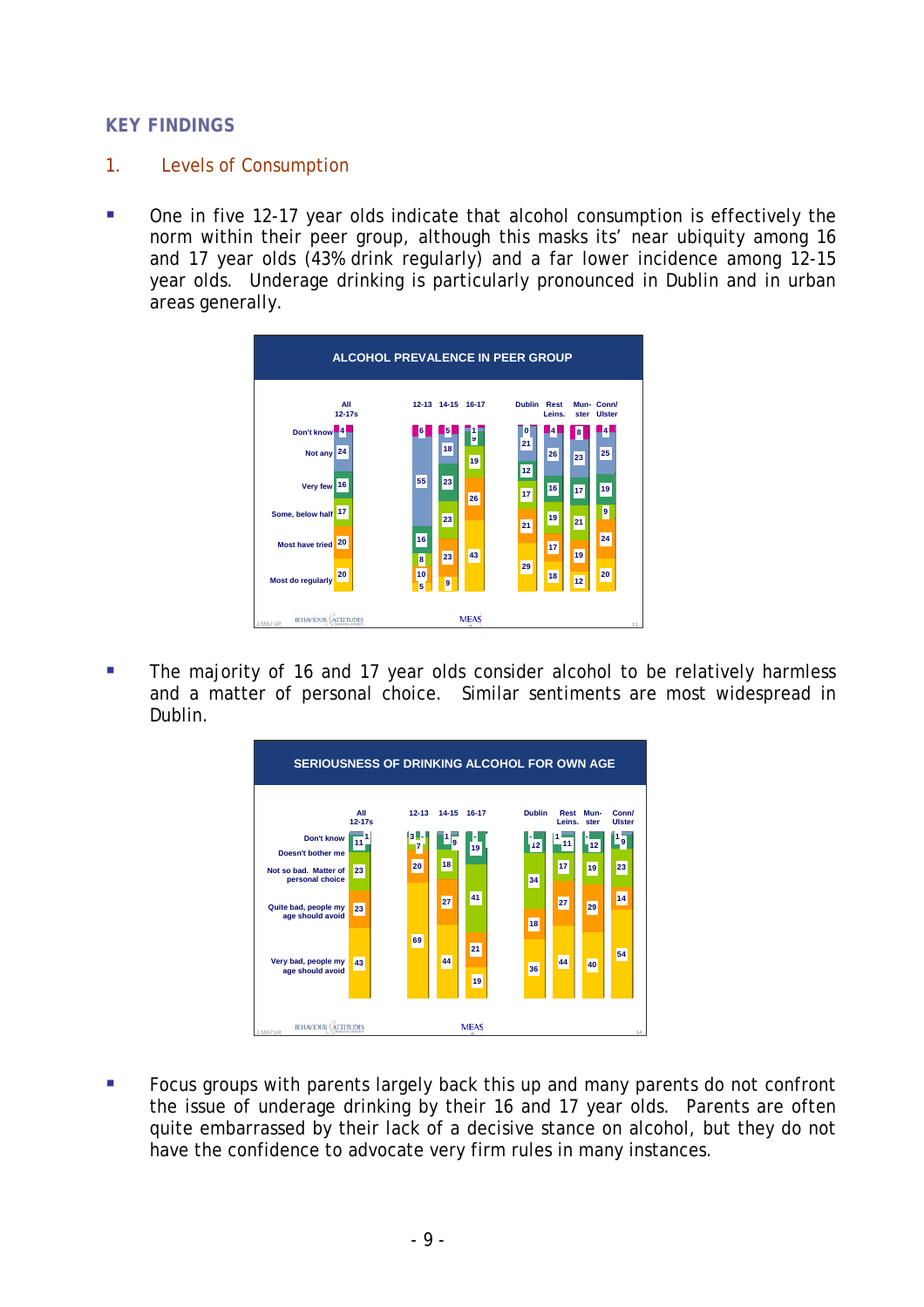## KEY FINDINGS

### 1. Levels of Consumption

- One in five 12-17 year olds indicate that alcohol consumption is effectively the norm within their peer group, although this masks its' near ubiquity among 16 and 17 year olds (43% drink regularly) and a far lower incidence among 12-15 year olds. Underage drinking is particularly pronounced in Dublin and in urban areas generally.

**ALCOHOL PREVALENCE IN PEER GROUP**

| | All 12-17s | 12-13 | 14-15 | 16-17 | Dublin | Rest Leins. | Mun-ster | Conn/ Ulster |
|---|---|---|---|---|---|---|---|---|
| Don't know | 4 | 6 | 5 | 1 | 0 | 4 | 8 | 4 |
| Not any | 24 | 55 | 18 | 9 | 21 | 26 | 23 | 25 |
| Very few | 16 | 16 | 23 | 19 | 12 | 16 | 17 | 19 |
| Some, below half | 17 | 8 | 23 | 26 | 17 | 19 | 21 | 9 |
| Most have tried | 20 | 10 | 23 | | 21 | 17 | 19 | 24 |
| Most do regularly | 20 | 5 | 9 | 43 | 29 | 18 | 12 | 20 |

- The majority of 16 and 17 year olds consider alcohol to be relatively harmless and a matter of personal choice. Similar sentiments are most widespread in Dublin.

**SERIOUSNESS OF DRINKING ALCOHOL FOR OWN AGE**

| | All 12-17s | 12-13 | 14-15 | 16-17 | Dublin | Rest Leins. | Mun-ster | Conn/ Ulster |
|---|---|---|---|---|---|---|---|---|
| Don't know | 1 | 3 | 1 | - | - | 1 | - | 1 |
| Doesn't bother me | 11 | 7 | 9 | 19 | 12 | 11 | 12 | 9 |
| Not so bad. Matter of personal choice | 23 | 20 | 18 | 41 | 34 | 17 | 19 | 23 |
| Quite bad, people my age should avoid | 23 | | 27 | 21 | 18 | 27 | 29 | 14 |
| Very bad, people my age should avoid | 43 | 69 | 44 | 19 | 36 | 44 | 40 | 54 |

- Focus groups with parents largely back this up and many parents do not confront the issue of underage drinking by their 16 and 17 year olds. Parents are often quite embarrassed by their lack of a decisive stance on alcohol, but they do not have the confidence to advocate very firm rules in many instances.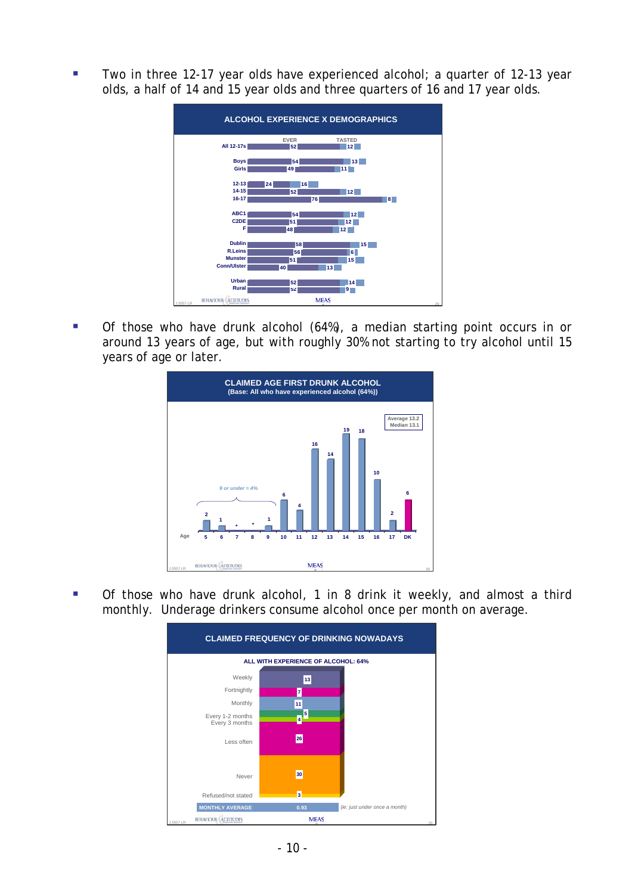- Two in three 12-17 year olds have experienced alcohol; a quarter of 12-13 year olds, a half of 14 and 15 year olds and three quarters of 16 and 17 year olds.

**ALCOHOL EXPERIENCE X DEMOGRAPHICS**

| | EVER | TASTED |
|---|---|---|
| All 12-17s | 52 | 12 |
| Boys | 54 | 13 |
| Girls | 49 | 11 |
| 12-13 | 24 | 16 |
| 14-15 | 52 | 12 |
| 16-17 | 76 | 8 |
| ABC1 | 54 | 12 |
| C2DE | 51 | 12 |
| F | 48 | 12 |
| Dublin | 58 | 15 |
| R.Leins | 56 | 6 |
| Munster | 51 | 15 |
| Conn/Ulster | 40 | 13 |
| Urban | 52 | 14 |
| Rural | 52 | 9 |

- Of those who have drunk alcohol (64%), a median starting point occurs in or around 13 years of age, but with roughly 30% not starting to try alcohol until 15 years of age or later.

**CLAIMED AGE FIRST DRUNK ALCOHOL**
**(Base: All who have experienced alcohol (64%))**

Average 13.2
Median 13.1

*9 or under = 4%*

| Age | 5 | 6 | 7 | 8 | 9 | 10 | 11 | 12 | 13 | 14 | 15 | 16 | 17 | DK |
|---|---|---|---|---|---|---|---|---|---|---|---|---|---|---|
| % | 2 | 1 | * | * | 1 | 6 | 4 | 16 | 14 | 19 | 18 | 10 | 2 | 6 |

- Of those who have drunk alcohol, 1 in 8 drink it weekly, and almost a third monthly. Underage drinkers consume alcohol once per month on average.

**CLAIMED FREQUENCY OF DRINKING NOWADAYS**

**ALL WITH EXPERIENCE OF ALCOHOL: 64%**

| | % |
|---|---|
| Weekly | 13 |
| Fortnightly | 7 |
| Monthly | 11 |
| Every 1-2 months | 5 |
| Every 3 months | 4 |
| Less often | 26 |
| Never | 30 |
| Refused/not stated | 3 |
| MONTHLY AVERAGE | 0.93 |

*(ie: just under once a month)*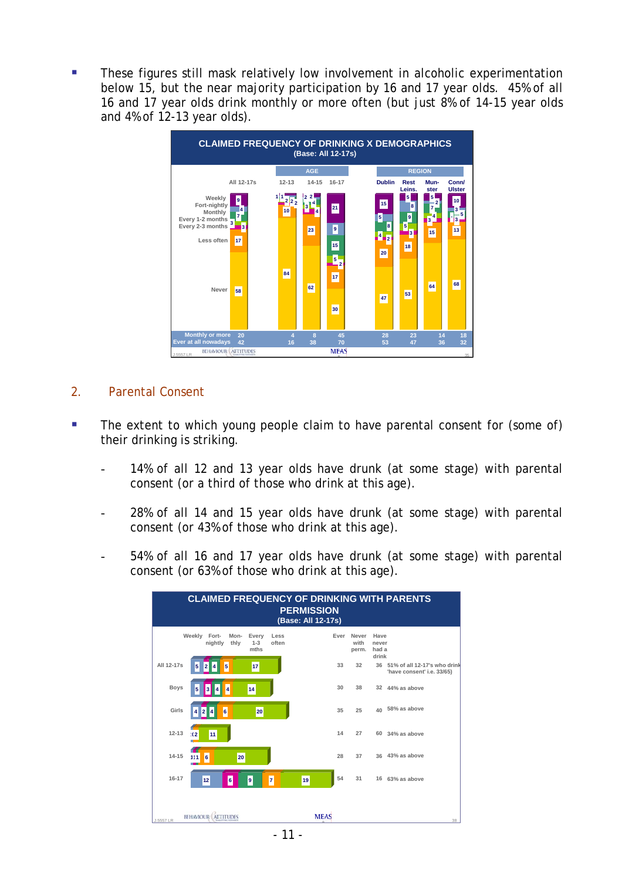- These figures still mask relatively low involvement in alcoholic experimentation below 15, but the near majority participation by 16 and 17 year olds. 45% of all 16 and 17 year olds drink monthly or more often (but just 8% of 14-15 year olds and 4% of 12-13 year olds).

**CLAIMED FREQUENCY OF DRINKING X DEMOGRAPHICS**
(Base: All 12-17s)

| | All 12-17s | 12-13 | 14-15 | 16-17 | Dublin | Rest Leins. | Munster | Conn/ Ulster |
|---|---|---|---|---|---|---|---|---|
| Weekly | 9 | 1 | 2 | 21 | 15 | 5 | 5 | 10 |
| Fort-nightly | 4 | 1 | 2 | 9 | 5 | 8 | 2 | 3 |
| Monthly | 7 | 2 | 4 | 15 | 8 | 9 | 7 | 5 |
| Every 1-2 months | 3 | 2 | 3 | 5 | 4 | 5 | 4 | |
| Every 2-3 months | 3 | 2 | 4 | 2 | 2 | 3 | 3 | 3 |
| Less often | 17 | 10 | 23 | 17 | 20 | 18 | 15 | 13 |
| Never | 58 | 84 | 62 | 30 | 47 | 53 | 64 | 68 |
| Monthly or more | 20 | 4 | 8 | 45 | 28 | 23 | 14 | 18 |
| Ever at all nowadays | 42 | 16 | 38 | 70 | 53 | 47 | 36 | 32 |

## 2. Parental Consent

- The extent to which young people claim to have parental consent for (some of) their drinking is striking.

  - 14% of all 12 and 13 year olds have drunk (at some stage) with parental consent (or a third of those who drink at this age).

  - 28% of all 14 and 15 year olds have drunk (at some stage) with parental consent (or 43% of those who drink at this age).

  - 54% of all 16 and 17 year olds have drunk (at some stage) with parental consent (or 63% of those who drink at this age).

**CLAIMED FREQUENCY OF DRINKING WITH PARENTS PERMISSION**
(Base: All 12-17s)

| | Weekly | Fort-nightly | Monthly | Every 1-3 mths | Less often | Ever | Never with perm. | Have never had a drink | |
|---|---|---|---|---|---|---|---|---|---|
| All 12-17s | 5 | 2 | 4 | 5 | 17 | 33 | 32 | 36 | 51% of all 12-17's who drink 'have consent' i.e. 33/65) |
| Boys | 5 | 3 | 4 | 4 | 14 | 30 | 38 | 32 | 44% as above |
| Girls | 4 | 2 | 4 | 6 | 20 | 35 | 25 | 40 | 58% as above |
| 12-13 | 1 | | | 2 | 11 | 14 | 27 | 60 | 34% as above |
| 14-15 | 1 | 1 | 1 | 6 | 20 | 28 | 37 | 36 | 43% as above |
| 16-17 | 12 | 6 | 9 | 7 | 19 | 54 | 31 | 16 | 63% as above |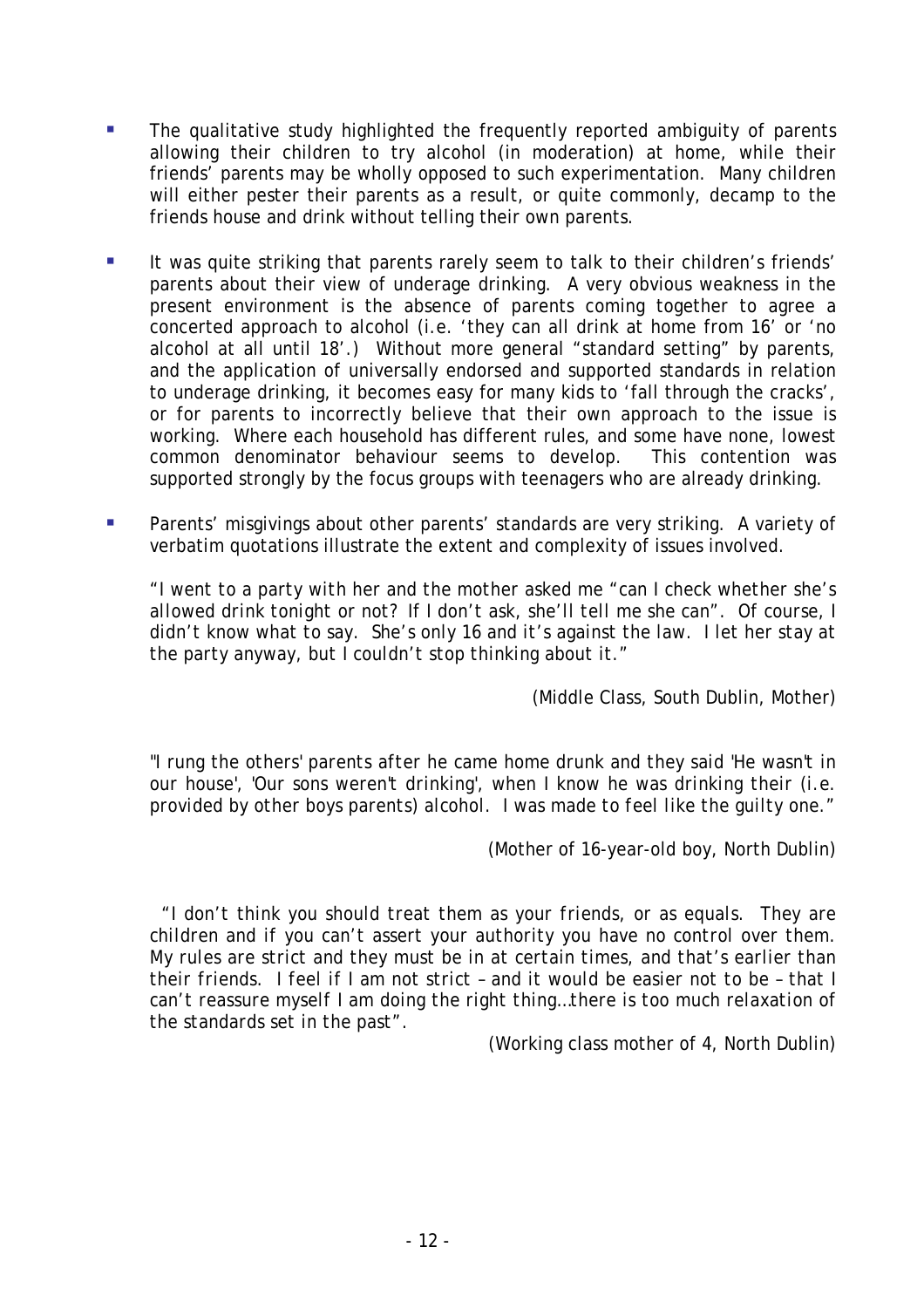- The qualitative study highlighted the frequently reported ambiguity of parents allowing their children to try alcohol (in moderation) at home, while their friends' parents may be wholly opposed to such experimentation. Many children will either pester their parents as a result, or quite commonly, decamp to the friends house and drink without telling their own parents.

- It was quite striking that parents rarely seem to talk to their children's friends' parents about their view of underage drinking. A very obvious weakness in the present environment is the absence of parents coming together to agree a concerted approach to alcohol (i.e. 'they can all drink at home from 16' or 'no alcohol at all until 18'.) Without more general "standard setting" by parents, and the application of universally endorsed and supported standards in relation to underage drinking, it becomes easy for many kids to 'fall through the cracks', or for parents to incorrectly believe that their own approach to the issue is working. Where each household has different rules, and some have none, lowest common denominator behaviour seems to develop. This contention was supported strongly by the focus groups with teenagers who are already drinking.

- Parents' misgivings about other parents' standards are very striking. A variety of verbatim quotations illustrate the extent and complexity of issues involved.

  *"I went to a party with her and the mother asked me "can I check whether she's allowed drink tonight or not? If I don't ask, she'll tell me she can". Of course, I didn't know what to say. She's only 16 and it's against the law. I let her stay at the party anyway, but I couldn't stop thinking about it."*

  (Middle Class, South Dublin, Mother)

  *"I rung the others' parents after he came home drunk and they said 'He wasn't in our house', 'Our sons weren't drinking', when I know he was drinking their (i.e. provided by other boys parents) alcohol. I was made to feel like the guilty one."*

  (Mother of 16-year-old boy, North Dublin)

  *"I don't think you should treat them as your friends, or as equals. They are children and if you can't assert your authority you have no control over them. My rules are strict and they must be in at certain times, and that's earlier than their friends. I feel if I am not strict – and it would be easier not to be – that I can't reassure myself I am doing the right thing…there is too much relaxation of the standards set in the past".*

  (Working class mother of 4, North Dublin)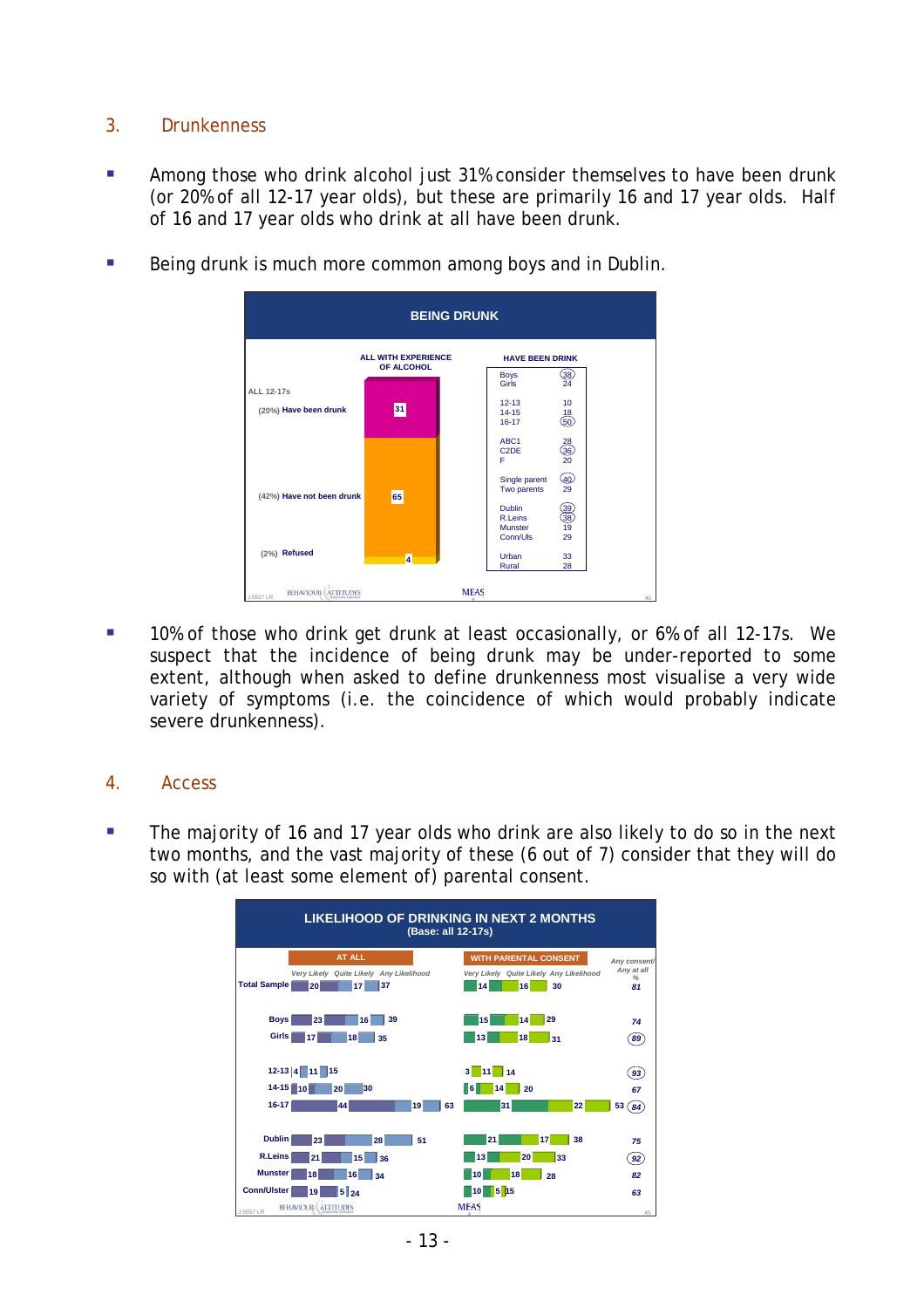## 3. Drunkenness

- Among those who drink alcohol just 31% consider themselves to have been drunk (or 20% of all 12-17 year olds), but these are primarily 16 and 17 year olds. Half of 16 and 17 year olds who drink at all have been drunk.

- Being drunk is much more common among boys and in Dublin.

**BEING DRUNK**

ALL 12-17s — ALL WITH EXPERIENCE OF ALCOHOL

| | % |
|---|---|
| (20%) Have been drunk | 31 |
| (42%) Have not been drunk | 65 |
| (2%) Refused | 4 |

HAVE BEEN DRUNK

| | % |
|---|---|
| Boys | 38 |
| Girls | 24 |
| 12-13 | 10 |
| 14-15 | 18 |
| 16-17 | 50 |
| ABC1 | 28 |
| C2DE | 36 |
| F | 20 |
| Single parent | 40 |
| Two parents | 29 |
| Dublin | 39 |
| R.Leins | 38 |
| Munster | 19 |
| Conn/Uls | 29 |
| Urban | 33 |
| Rural | 28 |

- 10% of those who drink get drunk at least occasionally, or 6% of all 12-17s. We suspect that the incidence of being drunk may be under-reported to some extent, although when asked to define drunkenness most visualise a very wide variety of symptoms (i.e. the coincidence of which would probably indicate severe drunkenness).

## 4. Access

- The majority of 16 and 17 year olds who drink are also likely to do so in the next two months, and the vast majority of these (6 out of 7) consider that they will do so with (at least some element of) parental consent.

**LIKELIHOOD OF DRINKING IN NEXT 2 MONTHS**
**(Base: all 12-17s)**

| | AT ALL – Very Likely | AT ALL – Quite Likely | AT ALL – Any Likelihood | WITH PARENTAL CONSENT – Very Likely | WITH PARENTAL CONSENT – Quite Likely | WITH PARENTAL CONSENT – Any Likelihood | Any consent/ Any at all % |
|---|---|---|---|---|---|---|---|
| Total Sample | 20 | 17 | 37 | 14 | 16 | 30 | 81 |
| Boys | 23 | 16 | 39 | 15 | 14 | 29 | 74 |
| Girls | 17 | 18 | 35 | 13 | 18 | 31 | 89 |
| 12-13 | 4 | 11 | 15 | 3 | 11 | 14 | 93 |
| 14-15 | 10 | 20 | 30 | 6 | 14 | 20 | 67 |
| 16-17 | 44 | 19 | 63 | 31 | 22 | 53 | 84 |
| Dublin | 23 | 28 | 51 | 21 | 17 | 38 | 75 |
| R.Leins | 21 | 15 | 36 | 13 | 20 | 33 | 92 |
| Munster | 18 | 16 | 34 | 10 | 18 | 28 | 82 |
| Conn/Ulster | 19 | 5 | 24 | 10 | 5 | 15 | 63 |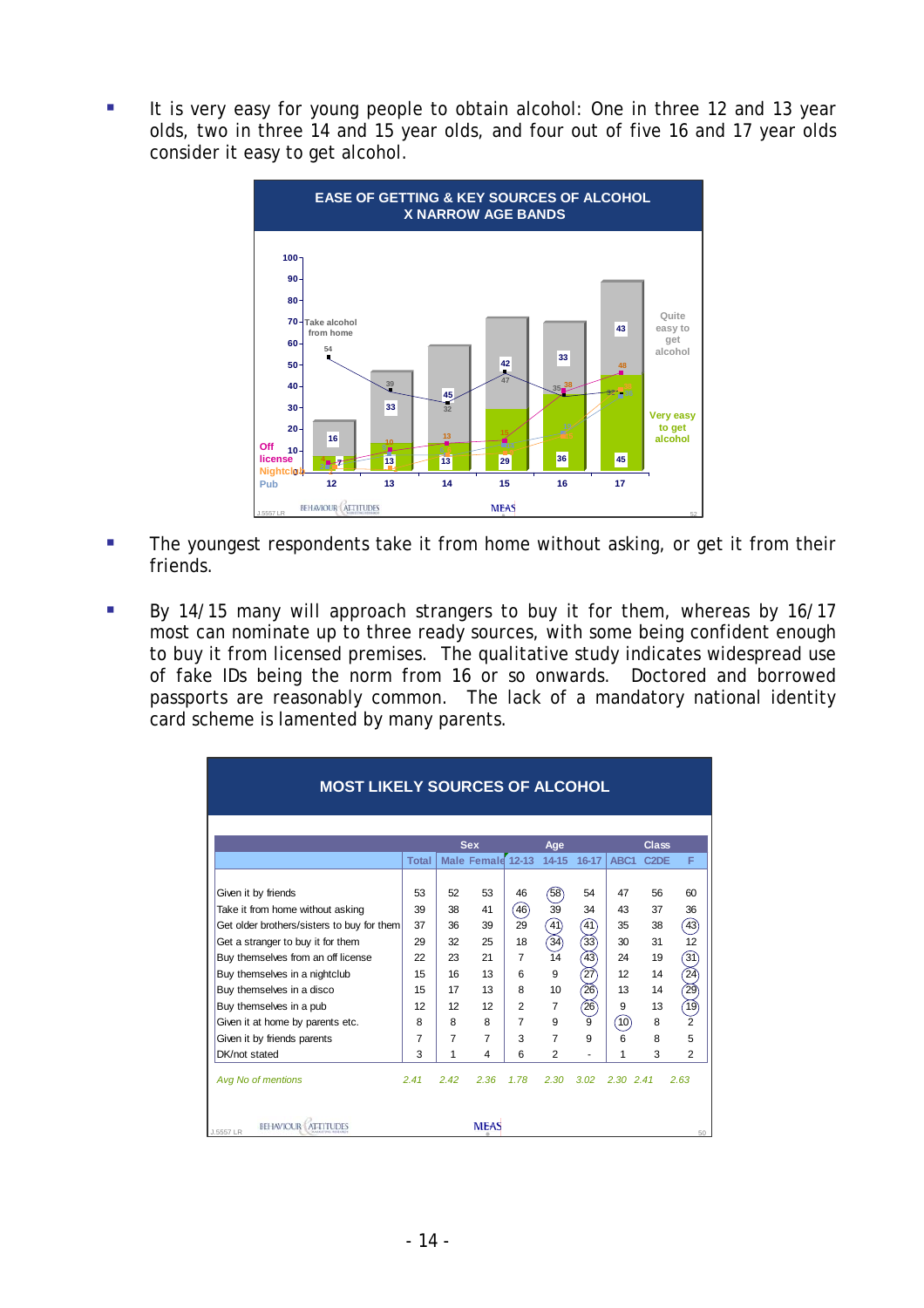- It is very easy for young people to obtain alcohol: One in three 12 and 13 year olds, two in three 14 and 15 year olds, and four out of five 16 and 17 year olds consider it easy to get alcohol.

**EASE OF GETTING & KEY SOURCES OF ALCOHOL X NARROW AGE BANDS**

| Age | Very easy to get alcohol | Quite easy to get alcohol | Take alcohol from home |
|---|---|---|---|
| 12 | 7 | 16 | 54 |
| 13 | 13 | 33 | 39 |
| 14 | 13 | 45 | 32 |
| 15 | 29 | 42 | 47 |
| 16 | 36 | 33 | 35 |
| 17 | 45 | 43 | 35 |

- The youngest respondents take it from home without asking, or get it from their friends.

- By 14/15 many will approach strangers to buy it for them, whereas by 16/17 most can nominate up to three ready sources, with some being confident enough to buy it from licensed premises. The qualitative study indicates widespread use of fake IDs being the norm from 16 or so onwards. Doctored and borrowed passports are reasonably common. The lack of a mandatory national identity card scheme is lamented by many parents.

**MOST LIKELY SOURCES OF ALCOHOL**

| | Total | Sex: Male | Sex: Female | Age: 12-13 | Age: 14-15 | Age: 16-17 | Class: ABC1 | Class: C2DE | Class: F |
|---|---|---|---|---|---|---|---|---|---|
| Given it by friends | 53 | 52 | 53 | 46 | 58 | 54 | 47 | 56 | 60 |
| Take it from home without asking | 39 | 38 | 41 | 46 | 39 | 34 | 43 | 37 | 36 |
| Get older brothers/sisters to buy for them | 37 | 36 | 39 | 29 | 41 | 41 | 35 | 38 | 43 |
| Get a stranger to buy it for them | 29 | 32 | 25 | 18 | 34 | 33 | 30 | 31 | 12 |
| Buy themselves from an off license | 22 | 23 | 21 | 7 | 14 | 43 | 24 | 19 | 31 |
| Buy themselves in a nightclub | 15 | 16 | 13 | 6 | 9 | 27 | 12 | 14 | 24 |
| Buy themselves in a disco | 15 | 17 | 13 | 8 | 10 | 26 | 13 | 14 | 29 |
| Buy themselves in a pub | 12 | 12 | 12 | 2 | 7 | 26 | 9 | 13 | 19 |
| Given it at home by parents etc. | 8 | 8 | 8 | 7 | 9 | 9 | 10 | 8 | 2 |
| Given it by friends parents | 7 | 7 | 7 | 3 | 7 | 9 | 6 | 8 | 5 |
| DK/not stated | 3 | 1 | 4 | 6 | 2 | - | 1 | 3 | 2 |
| *Avg No of mentions* | *2.41* | *2.42* | *2.36* | *1.78* | *2.30* | *3.02* | *2.30* | *2.41* | *2.63* |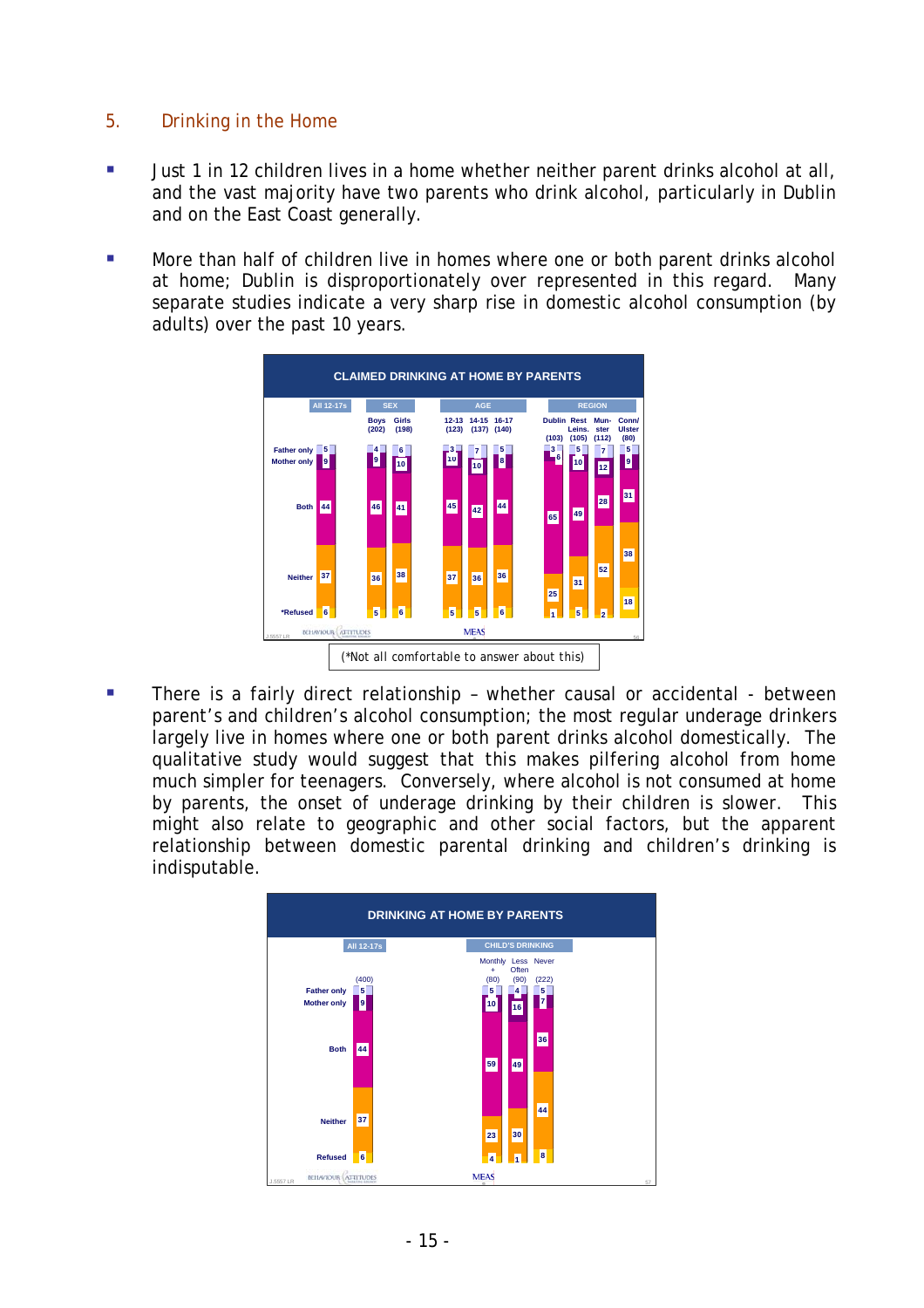## 5. Drinking in the Home

- Just 1 in 12 children lives in a home whether neither parent drinks alcohol at all, and the vast majority have two parents who drink alcohol, particularly in Dublin and on the East Coast generally.

- More than half of children live in homes where one or both parent drinks alcohol at home; Dublin is disproportionately over represented in this regard. Many separate studies indicate a very sharp rise in domestic alcohol consumption (by adults) over the past 10 years.

**CLAIMED DRINKING AT HOME BY PARENTS**

| | All 12-17s | SEX | | AGE | | | REGION | | | |
|---|---|---|---|---|---|---|---|---|---|---|
| | | Boys (202) | Girls (198) | 12-13 (123) | 14-15 (137) | 16-17 (140) | Dublin (103) | Rest Leins. (105) | Mun-ster (112) | Conn/ Ulster (80) |
| Father only | 5 | 4 | 6 | 3 | 7 | 5 | 3 | 5 | 7 | 5 |
| Mother only | 9 | 9 | 10 | 10 | 10 | 8 | 6 | 10 | 12 | 9 |
| Both | 44 | 46 | 41 | 45 | 42 | 44 | 65 | 49 | 28 | 31 |
| Neither | 37 | 36 | 38 | 37 | 36 | 36 | 25 | 31 | 52 | 38 |
| *Refused | 6 | 5 | 6 | 5 | 5 | 6 | 1 | 5 | 2 | 18 |

(*Not all comfortable to answer about this)

- There is a fairly direct relationship – whether causal or accidental - between parent's and children's alcohol consumption; the most regular underage drinkers largely live in homes where one or both parent drinks alcohol domestically. The qualitative study would suggest that this makes pilfering alcohol from home much simpler for teenagers. Conversely, where alcohol is not consumed at home by parents, the onset of underage drinking by their children is slower. This might also relate to geographic and other social factors, but the apparent relationship between domestic parental drinking and children's drinking is indisputable.

**DRINKING AT HOME BY PARENTS**

| | All 12-17s | CHILD'S DRINKING | | |
|---|---|---|---|---|
| | (400) | Monthly + (80) | Less Often (90) | Never (222) |
| Father only | 5 | 5 | 4 | 5 |
| Mother only | 9 | 10 | 16 | 7 |
| Both | 44 | 59 | 49 | 36 |
| Neither | 37 | 23 | 30 | 44 |
| Refused | 6 | 4 | 1 | 8 |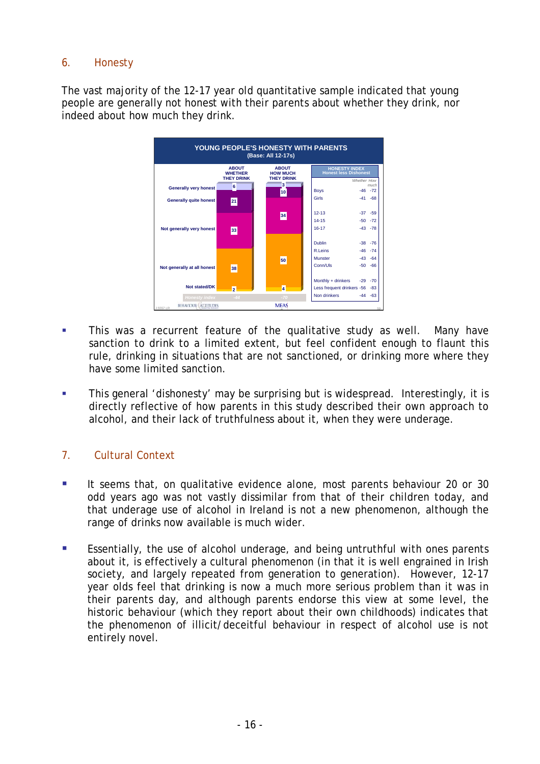## 6. Honesty

The vast majority of the 12-17 year old quantitative sample indicated that young people are generally not honest with their parents about whether they drink, nor indeed about how much they drink.

**YOUNG PEOPLE'S HONESTY WITH PARENTS**
(Base: All 12-17s)

| | About whether they drink | About how much they drink |
|---|---|---|
| Generally very honest | 6 | 3 |
| Generally quite honest | 21 | 10 |
| Not generally very honest | 33 | 34 |
| Not generally at all honest | 38 | 50 |
| Not stated/DK | 2 | 4 |
| Honesty index | -44 | -70 |

**HONESTY INDEX** Honest less Dishonest

| | Whether | How much |
|---|---|---|
| Boys | -46 | -72 |
| Girls | -41 | -68 |
| 12-13 | -37 | -59 |
| 14-15 | -50 | -72 |
| 16-17 | -43 | -78 |
| Dublin | -38 | -76 |
| R.Leins | -46 | -74 |
| Munster | -43 | -64 |
| Conn/Uls | -50 | -66 |
| Monthly + drinkers | -29 | -70 |
| Less frequent drinkers | -56 | -83 |
| Non drinkers | -44 | -63 |

- This was a recurrent feature of the qualitative study as well. Many have sanction to drink to a limited extent, but feel confident enough to flaunt this rule, drinking in situations that are not sanctioned, or drinking more where they have some limited sanction.

- This general 'dishonesty' may be surprising but is widespread. Interestingly, it is directly reflective of how parents in this study described their own approach to alcohol, and their lack of truthfulness about it, when they were underage.

## 7. Cultural Context

- It seems that, on qualitative evidence alone, most parents behaviour 20 or 30 odd years ago was not vastly dissimilar from that of their children today, and that underage use of alcohol in Ireland is not a new phenomenon, although the range of drinks now available is much wider.

- Essentially, the use of alcohol underage, and being untruthful with ones parents about it, is effectively a cultural phenomenon (in that it is well engrained in Irish society, and largely repeated from generation to generation). However, 12-17 year olds feel that drinking is now a much more serious problem than it was in their parents day, and although parents endorse this view at some level, the historic behaviour (which they report about their own childhoods) indicates that the phenomenon of illicit/deceitful behaviour in respect of alcohol use is not entirely novel.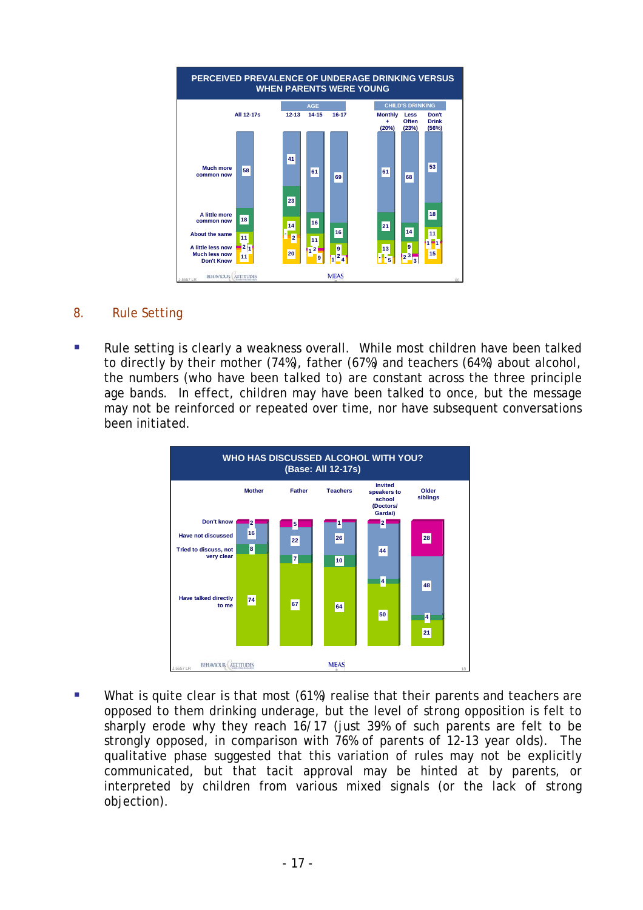**PERCEIVED PREVALENCE OF UNDERAGE DRINKING VERSUS WHEN PARENTS WERE YOUNG**

| | All 12-17s | AGE 12-13 | AGE 14-15 | AGE 16-17 | CHILD'S DRINKING Monthly + (20%) | CHILD'S DRINKING Less Often (23%) | CHILD'S DRINKING Don't Drink (56%) |
|---|---|---|---|---|---|---|---|
| Much more common now | 58 | 41 | 61 | 69 | 61 | 68 | 53 |
| A little more common now | 18 | 23 | 16 | 16 | 21 | 14 | 18 |
| About the same | 11 | 14 | 11 | 9 | 13 | 9 | 11 |
| A little less now | 2 | - | 1 | 1 | - | 2 | 1 |
| Much less now | 1 | 2 | 2 | 2 | - | 3 | 1 |
| Don't Know | 11 | 20 | 9 | 4 | 5 | 3 | 15 |

## 8. Rule Setting

- Rule setting is clearly a weakness overall. While most children have been talked to directly by their mother (74%), father (67%) and teachers (64%) about alcohol, the numbers (who have been talked to) are constant across the three principle age bands. In effect, children may have been talked to once, but the message may not be reinforced or repeated over time, nor have subsequent conversations been initiated.

**WHO HAS DISCUSSED ALCOHOL WITH YOU? (Base: All 12-17s)**

| | Mother | Father | Teachers | Invited speakers to school (Doctors/ Gardai) | Older siblings |
|---|---|---|---|---|---|
| Don't know | 2 | 5 | 1 | 2 | 28 |
| Have not discussed | 16 | 22 | 26 | 44 | 48 |
| Tried to discuss, not very clear | 8 | 7 | 10 | 4 | 4 |
| Have talked directly to me | 74 | 67 | 64 | 50 | 21 |

- What is quite clear is that most (61%) realise that their parents and teachers are opposed to them drinking underage, but the level of strong opposition is felt to sharply erode why they reach 16/17 (just 39% of such parents are felt to be strongly opposed, in comparison with 76% of parents of 12-13 year olds). The qualitative phase suggested that this variation of rules may not be explicitly communicated, but that tacit approval may be hinted at by parents, or interpreted by children from various mixed signals (or the lack of strong objection).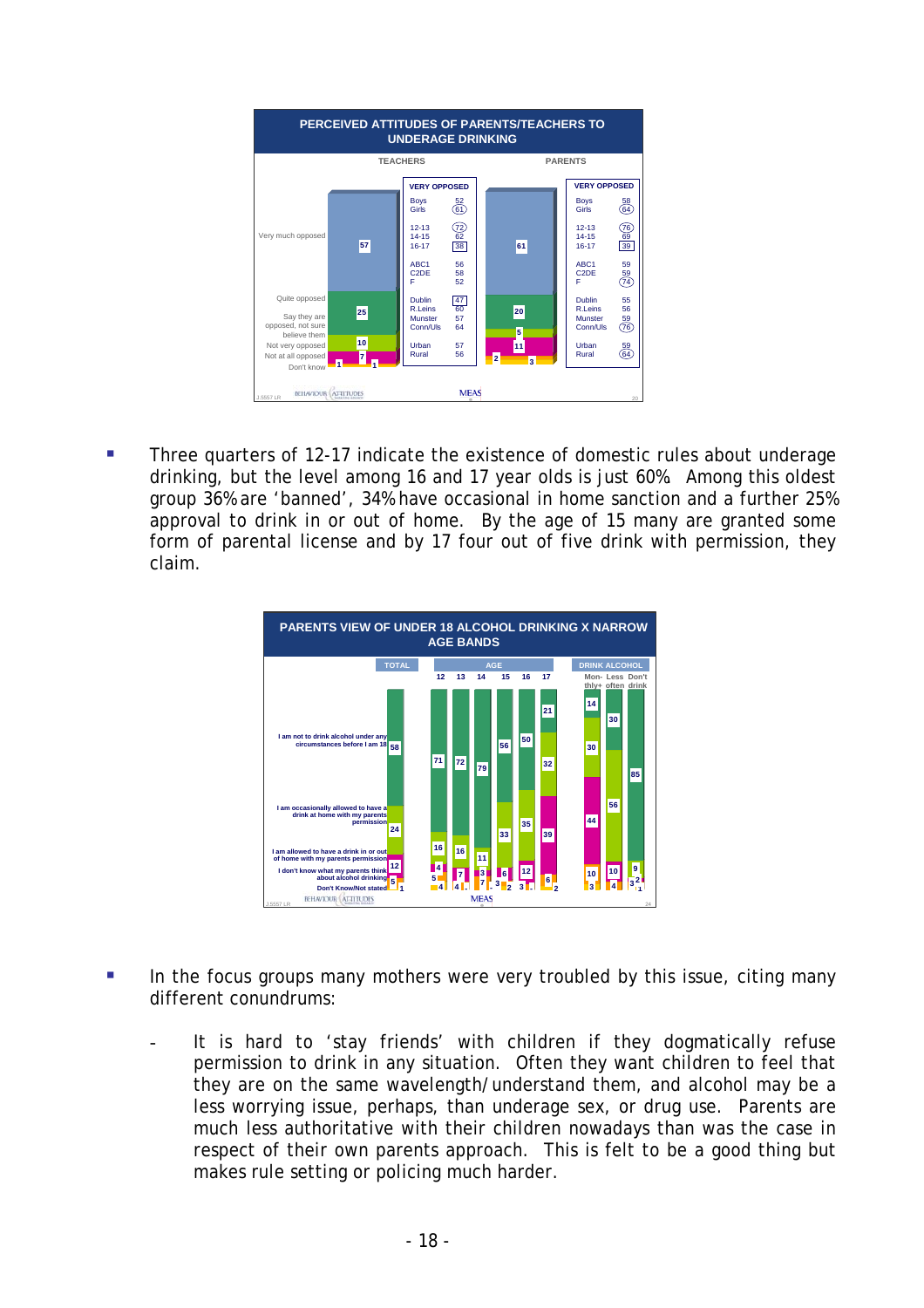**PERCEIVED ATTITUDES OF PARENTS/TEACHERS TO UNDERAGE DRINKING**

| | TEACHERS | PARENTS |
|---|---|---|
| Very much opposed | 57 | 61 |
| Quite opposed | 25 | 20 |
| Say they are opposed, not sure believe them | 10 | 5 |
| Not very opposed | 7 | 11 |
| Not at all opposed | 1 | 2 |
| Don't know | 1 | 3 |

| VERY OPPOSED | TEACHERS | PARENTS |
|---|---|---|
| Boys | 52 | 58 |
| Girls | 61 | 64 |
| 12-13 | 72 | 76 |
| 14-15 | 62 | 69 |
| 16-17 | 38 | 39 |
| ABC1 | 56 | 59 |
| C2DE | 58 | 59 |
| F | 52 | 74 |
| Dublin | 47 | 55 |
| R.Leins | 60 | 56 |
| Munster | 57 | 59 |
| Conn/Uls | 64 | 76 |
| Urban | 57 | 59 |
| Rural | 56 | 64 |

- Three quarters of 12-17 indicate the existence of domestic rules about underage drinking, but the level among 16 and 17 year olds is just 60%. Among this oldest group 36% are 'banned', 34% have occasional in home sanction and a further 25% approval to drink in or out of home. By the age of 15 many are granted some form of parental license and by 17 four out of five drink with permission, they claim.

**PARENTS VIEW OF UNDER 18 ALCOHOL DRINKING X NARROW AGE BANDS**

| | TOTAL | 12 | 13 | 14 | 15 | 16 | 17 | Monthly+ | Less often | Don't drink |
|---|---|---|---|---|---|---|---|---|---|---|
| I am not to drink alcohol under any circumstances before I am 18 | 58 | 71 | 72 | 79 | 56 | 50 | 21 | 14 | 30 | 85 |
| I am occasionally allowed to have a drink at home with my parents permission | 24 | 16 | 16 | 11 | 33 | 35 | 32 | 30 | 56 | 9 |
| I am allowed to have a drink in or out of home with my parents permission | 12 | 4 | 7 | 3 | 6 | 12 | 39 | 44 | 10 | 2 |
| I don't know what my parents think about alcohol drinking | 5 | 5 | 4 | 7 | 3 | 3 | 6 | 10 | 4 | 3 |
| Don't Know/Not stated | 1 | 4 | - | - | 2 | - | 2 | 3 | - | 1 |

- In the focus groups many mothers were very troubled by this issue, citing many different conundrums:

  - It is hard to 'stay friends' with children if they dogmatically refuse permission to drink in any situation. Often they want children to feel that they are on the same wavelength/understand them, and alcohol may be a less worrying issue, perhaps, than underage sex, or drug use. Parents are much less authoritative with their children nowadays than was the case in respect of their own parents approach. This is felt to be a good thing but makes rule setting or policing much harder.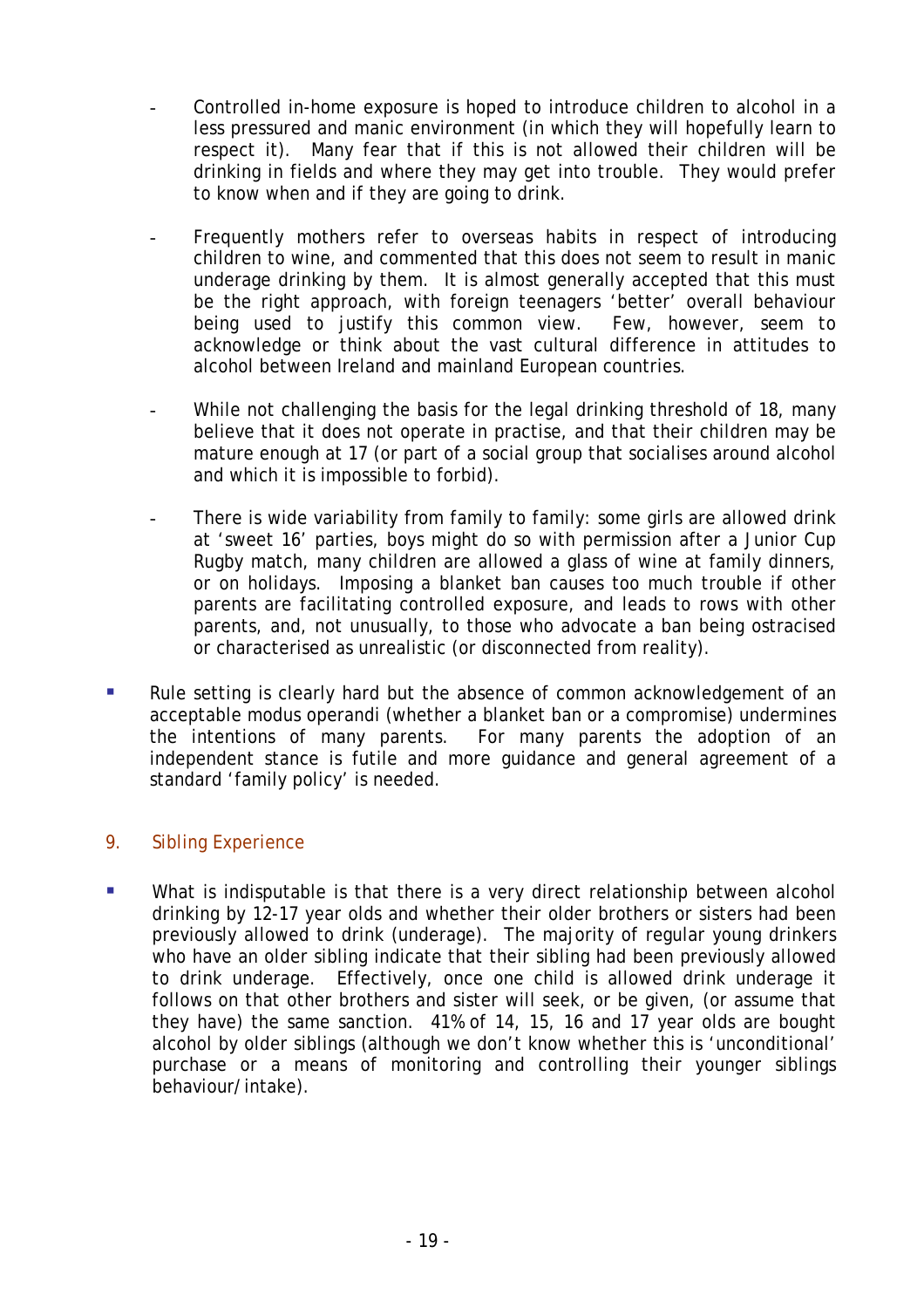- Controlled in-home exposure is hoped to introduce children to alcohol in a less pressured and manic environment (in which they will hopefully learn to respect it). Many fear that if this is not allowed their children will be drinking in fields and where they may get into trouble. They would prefer to know when and if they are going to drink.

- Frequently mothers refer to overseas habits in respect of introducing children to wine, and commented that this does not seem to result in manic underage drinking by them. It is almost generally accepted that this must be the right approach, with foreign teenagers 'better' overall behaviour being used to justify this common view. Few, however, seem to acknowledge or think about the vast cultural difference in attitudes to alcohol between Ireland and mainland European countries.

- While not challenging the basis for the legal drinking threshold of 18, many believe that it does not operate in practise, and that their children may be mature enough at 17 (or part of a social group that socialises around alcohol and which it is impossible to forbid).

- There is wide variability from family to family: some girls are allowed drink at 'sweet 16' parties, boys might do so with permission after a Junior Cup Rugby match, many children are allowed a glass of wine at family dinners, or on holidays. Imposing a blanket ban causes too much trouble if other parents are facilitating controlled exposure, and leads to rows with other parents, and, not unusually, to those who advocate a ban being ostracised or characterised as unrealistic (or disconnected from reality).

- Rule setting is clearly hard but the absence of common acknowledgement of an acceptable modus operandi (whether a blanket ban or a compromise) undermines the intentions of many parents. For many parents the adoption of an independent stance is futile and more guidance and general agreement of a standard 'family policy' is needed.

## 9. Sibling Experience

- What is indisputable is that there is a very direct relationship between alcohol drinking by 12-17 year olds and whether their older brothers or sisters had been previously allowed to drink (underage). The majority of regular young drinkers who have an older sibling indicate that their sibling had been previously allowed to drink underage. Effectively, once one child is allowed drink underage it follows on that other brothers and sister will seek, or be given, (or assume that they have) the same sanction. 41% of 14, 15, 16 and 17 year olds are bought alcohol by older siblings (although we don't know whether this is 'unconditional' purchase or a means of monitoring and controlling their younger siblings behaviour/intake).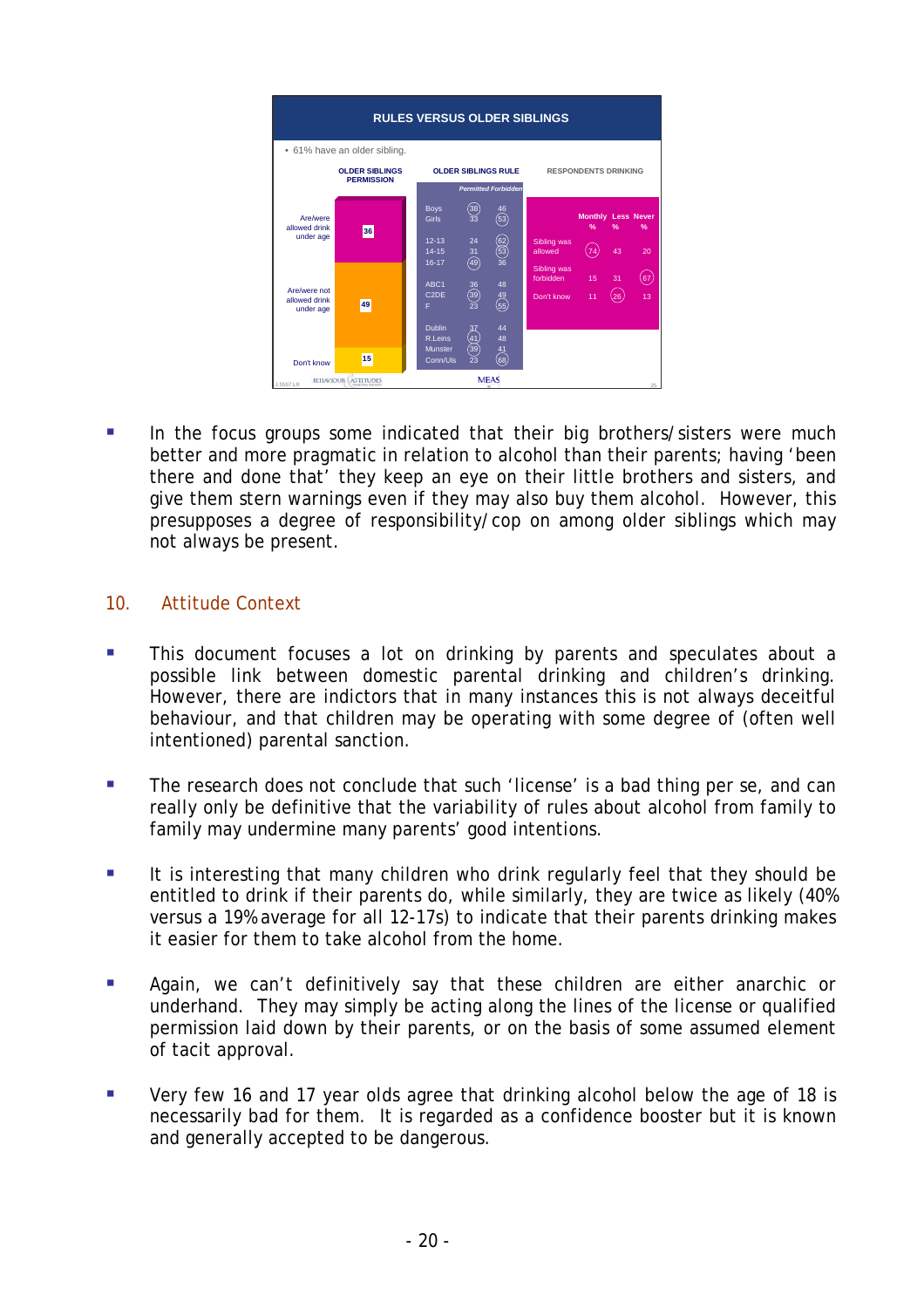**RULES VERSUS OLDER SIBLINGS**

- 61% have an older sibling.

**OLDER SIBLINGS PERMISSION**

| | % |
|---|---|
| Are/were allowed drink under age | 36 |
| Are/were not allowed drink under age | 49 |
| Don't know | 15 |

**OLDER SIBLINGS RULE**

| | Permitted | Forbidden |
|---|---|---|
| Boys | 38 | 46 |
| Girls | 33 | 53 |
| 12-13 | 24 | 62 |
| 14-15 | 31 | 53 |
| 16-17 | 49 | 36 |
| ABC1 | 36 | 48 |
| C2DE | 39 | 49 |
| F | 23 | 55 |
| Dublin | 37 | 44 |
| R.Leins | 41 | 48 |
| Munster | 39 | 41 |
| Conn/Uls | 23 | 68 |

**RESPONDENTS DRINKING**

| | Monthly % | Less % | Never % |
|---|---|---|---|
| Sibling was allowed | 74 | 43 | 20 |
| Sibling was forbidden | 15 | 31 | 67 |
| Don't know | 11 | 26 | 13 |

- In the focus groups some indicated that their big brothers/sisters were much better and more pragmatic in relation to alcohol than their parents; having 'been there and done that' they keep an eye on their little brothers and sisters, and give them stern warnings even if they may also buy them alcohol. However, this presupposes a degree of responsibility/cop on among older siblings which may not always be present.

## 10. Attitude Context

- This document focuses a lot on drinking by parents and speculates about a possible link between domestic parental drinking and children's drinking. However, there are indictors that in many instances this is not always deceitful behaviour, and that children may be operating with some degree of (often well intentioned) parental sanction.

- The research does not conclude that such 'license' is a bad thing per se, and can really only be definitive that the variability of rules about alcohol from family to family may undermine many parents' good intentions.

- It is interesting that many children who drink regularly feel that they should be entitled to drink if their parents do, while similarly, they are twice as likely (40% versus a 19% average for all 12-17s) to indicate that their parents drinking makes it easier for them to take alcohol from the home.

- Again, we can't definitively say that these children are either anarchic or underhand. They may simply be acting along the lines of the license or qualified permission laid down by their parents, or on the basis of some assumed element of tacit approval.

- Very few 16 and 17 year olds agree that drinking alcohol below the age of 18 is necessarily bad for them. It is regarded as a confidence booster but it is known and generally accepted to be dangerous.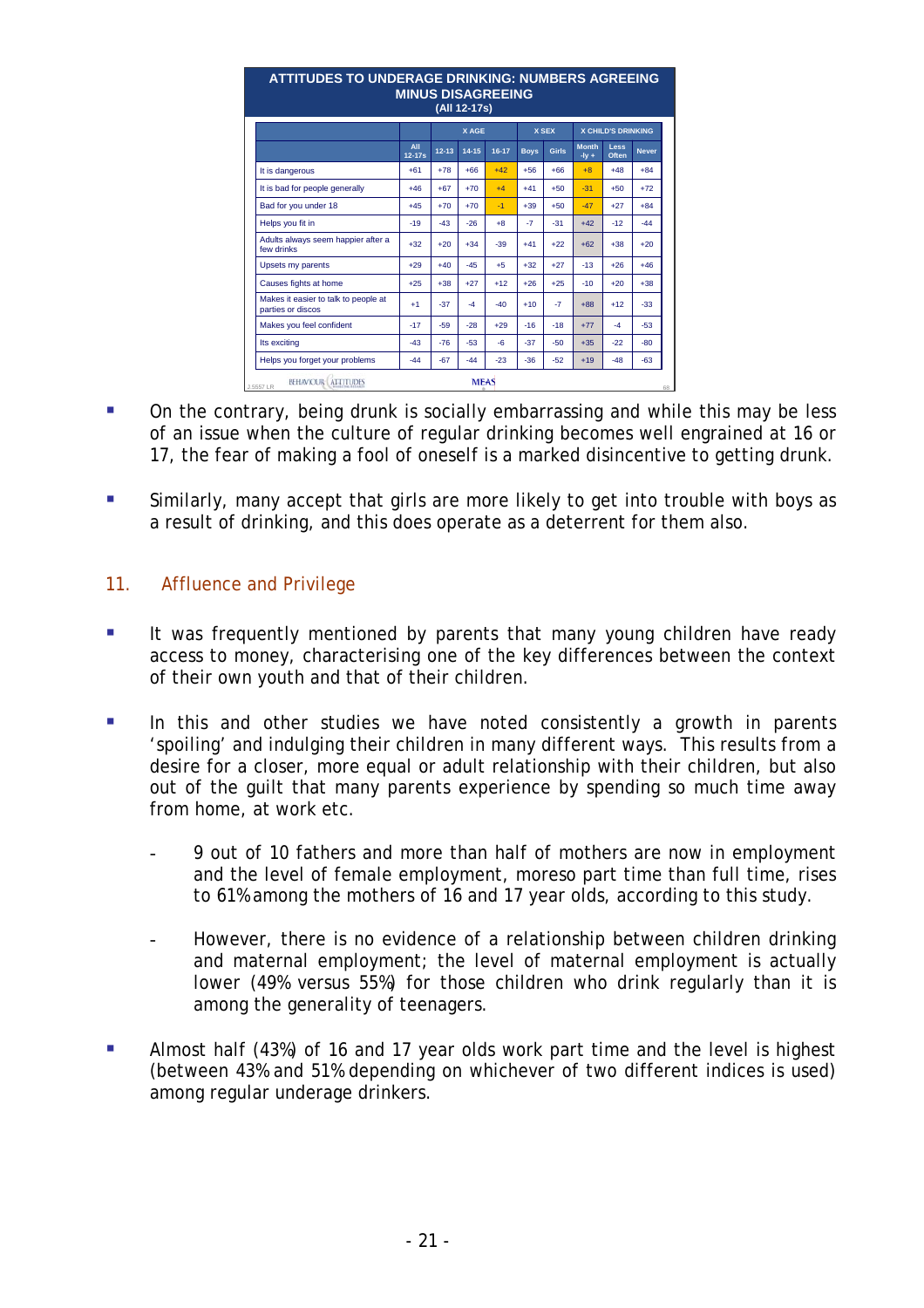**ATTITUDES TO UNDERAGE DRINKING: NUMBERS AGREEING MINUS DISAGREEING (All 12-17s)**

| | | X AGE | | | X SEX | | X CHILD'S DRINKING | | |
|---|---|---|---|---|---|---|---|---|---|
| | All 12-17s | 12-13 | 14-15 | 16-17 | Boys | Girls | Month-ly + | Less Often | Never |
| It is dangerous | +61 | +78 | +66 | +42 | +56 | +66 | +8 | +48 | +84 |
| It is bad for people generally | +46 | +67 | +70 | +4 | +41 | +50 | -31 | +50 | +72 |
| Bad for you under 18 | +45 | +70 | +70 | -1 | +39 | +50 | -47 | +27 | +84 |
| Helps you fit in | -19 | -43 | -26 | +8 | -7 | -31 | +42 | -12 | -44 |
| Adults always seem happier after a few drinks | +32 | +20 | +34 | -39 | +41 | +22 | +62 | +38 | +20 |
| Upsets my parents | +29 | +40 | -45 | +5 | +32 | +27 | -13 | +26 | +46 |
| Causes fights at home | +25 | +38 | +27 | +12 | +26 | +25 | -10 | +20 | +38 |
| Makes it easier to talk to people at parties or discos | +1 | -37 | -4 | -40 | +10 | -7 | +88 | +12 | -33 |
| Makes you feel confident | -17 | -59 | -28 | +29 | -16 | -18 | +77 | -4 | -53 |
| Its exciting | -43 | -76 | -53 | -6 | -37 | -50 | +35 | -22 | -80 |
| Helps you forget your problems | -44 | -67 | -44 | -23 | -36 | -52 | +19 | -48 | -63 |

- On the contrary, being drunk is socially embarrassing and while this may be less of an issue when the culture of regular drinking becomes well engrained at 16 or 17, the fear of making a fool of oneself is a marked disincentive to getting drunk.

- Similarly, many accept that girls are more likely to get into trouble with boys as a result of drinking, and this does operate as a deterrent for them also.

## 11. Affluence and Privilege

- It was frequently mentioned by parents that many young children have ready access to money, characterising one of the key differences between the context of their own youth and that of their children.

- In this and other studies we have noted consistently a growth in parents 'spoiling' and indulging their children in many different ways. This results from a desire for a closer, more equal or adult relationship with their children, but also out of the guilt that many parents experience by spending so much time away from home, at work etc.

  - 9 out of 10 fathers and more than half of mothers are now in employment and the level of female employment, moreso part time than full time, rises to 61% among the mothers of 16 and 17 year olds, according to this study.

  - However, there is no evidence of a relationship between children drinking and maternal employment; the level of maternal employment is actually lower (49% versus 55%) for those children who drink regularly than it is among the generality of teenagers.

- Almost half (43%) of 16 and 17 year olds work part time and the level is highest (between 43% and 51% depending on whichever of two different indices is used) among regular underage drinkers.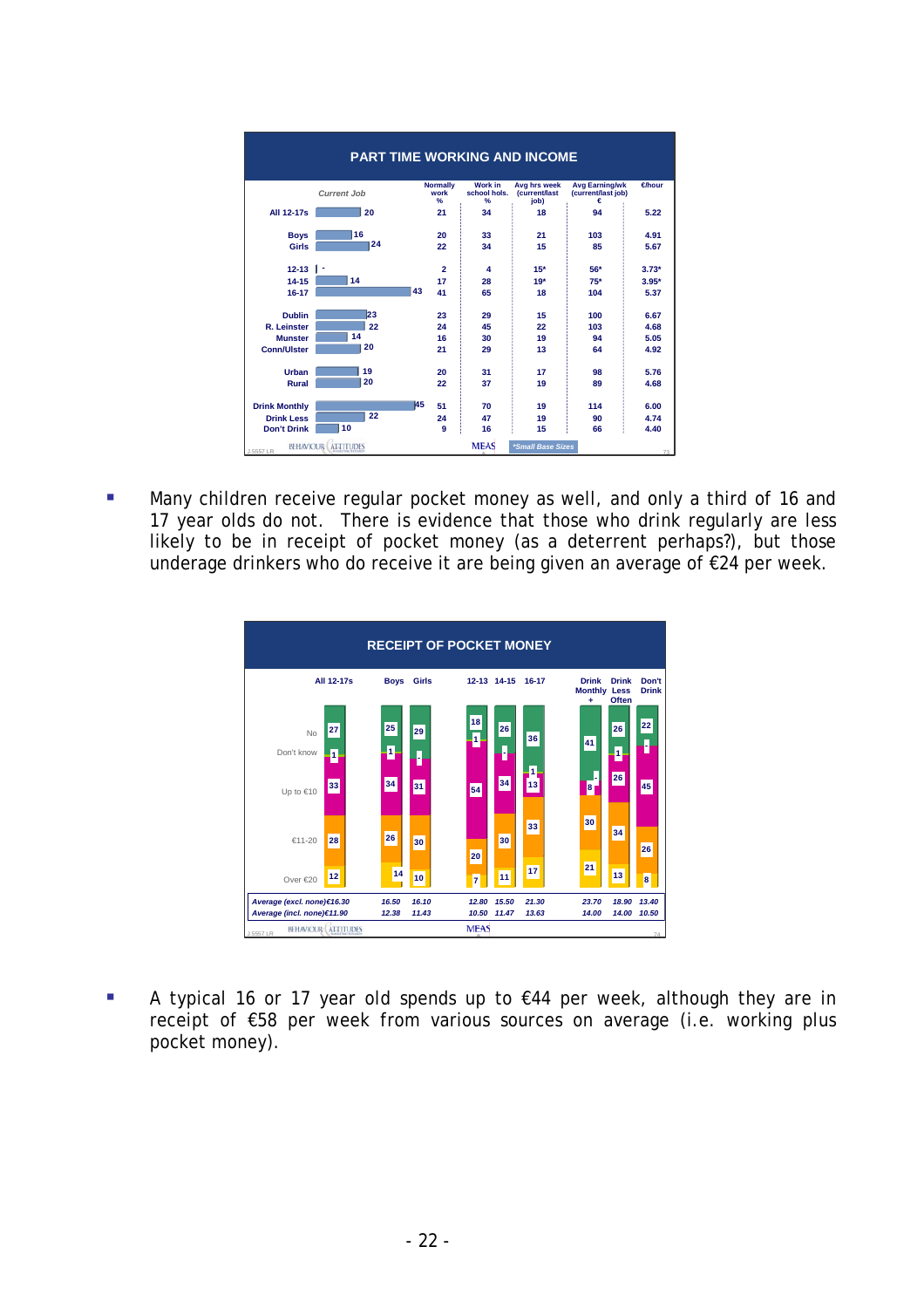## PART TIME WORKING AND INCOME

| | Current Job | Normally work % | Work in school hols. % | Avg hrs week (current/last job) | Avg Earning/wk (current/last job) € | €/hour |
|---|---|---|---|---|---|---|
| All 12-17s | 20 | 21 | 34 | 18 | 94 | 5.22 |
| Boys | 16 | 20 | 33 | 21 | 103 | 4.91 |
| Girls | 24 | 22 | 34 | 15 | 85 | 5.67 |
| 12-13 | - | 2 | 4 | 15* | 56* | 3.73* |
| 14-15 | 14 | 17 | 28 | 19* | 75* | 3.95* |
| 16-17 | 43 | 41 | 65 | 18 | 104 | 5.37 |
| Dublin | 23 | 23 | 29 | 15 | 100 | 6.67 |
| R. Leinster | 22 | 24 | 45 | 22 | 103 | 4.68 |
| Munster | 14 | 16 | 30 | 19 | 94 | 5.05 |
| Conn/Ulster | 20 | 21 | 29 | 13 | 64 | 4.92 |
| Urban | 19 | 20 | 31 | 17 | 98 | 5.76 |
| Rural | 20 | 22 | 37 | 19 | 89 | 4.68 |
| Drink Monthly | 45 | 51 | 70 | 19 | 114 | 6.00 |
| Drink Less | 22 | 24 | 47 | 19 | 90 | 4.74 |
| Don't Drink | 10 | 9 | 16 | 15 | 66 | 4.40 |

*Small Base Sizes

- Many children receive regular pocket money as well, and only a third of 16 and 17 year olds do not. There is evidence that those who drink regularly are less likely to be in receipt of pocket money (as a deterrent perhaps?), but those underage drinkers who do receive it are being given an average of €24 per week.

## RECEIPT OF POCKET MONEY

| | All 12-17s | Boys | Girls | 12-13 | 14-15 | 16-17 | Drink Monthly + | Drink Less Often | Don't Drink |
|---|---|---|---|---|---|---|---|---|---|
| No | 27 | 25 | 29 | 18 | 26 | 36 | 41 | 26 | 22 |
| Don't know | 1 | 1 | - | 1 | - | 1 | - | 1 | - |
| Up to €10 | 33 | 34 | 31 | 54 | 34 | 13 | 8 | 26 | 45 |
| €11-20 | 28 | 26 | 30 | 20 | 30 | 33 | 30 | 34 | 26 |
| Over €20 | 12 | 14 | 10 | 7 | 11 | 17 | 21 | 13 | 8 |
| Average (excl. none) | €16.30 | 16.50 | 16.10 | 12.80 | 15.50 | 21.30 | 23.70 | 18.90 | 13.40 |
| Average (incl. none) | €11.90 | 12.38 | 11.43 | 10.50 | 11.47 | 13.63 | 14.00 | 14.00 | 10.50 |

- A typical 16 or 17 year old spends up to €44 per week, although they are in receipt of €58 per week from various sources on average (i.e. working plus pocket money).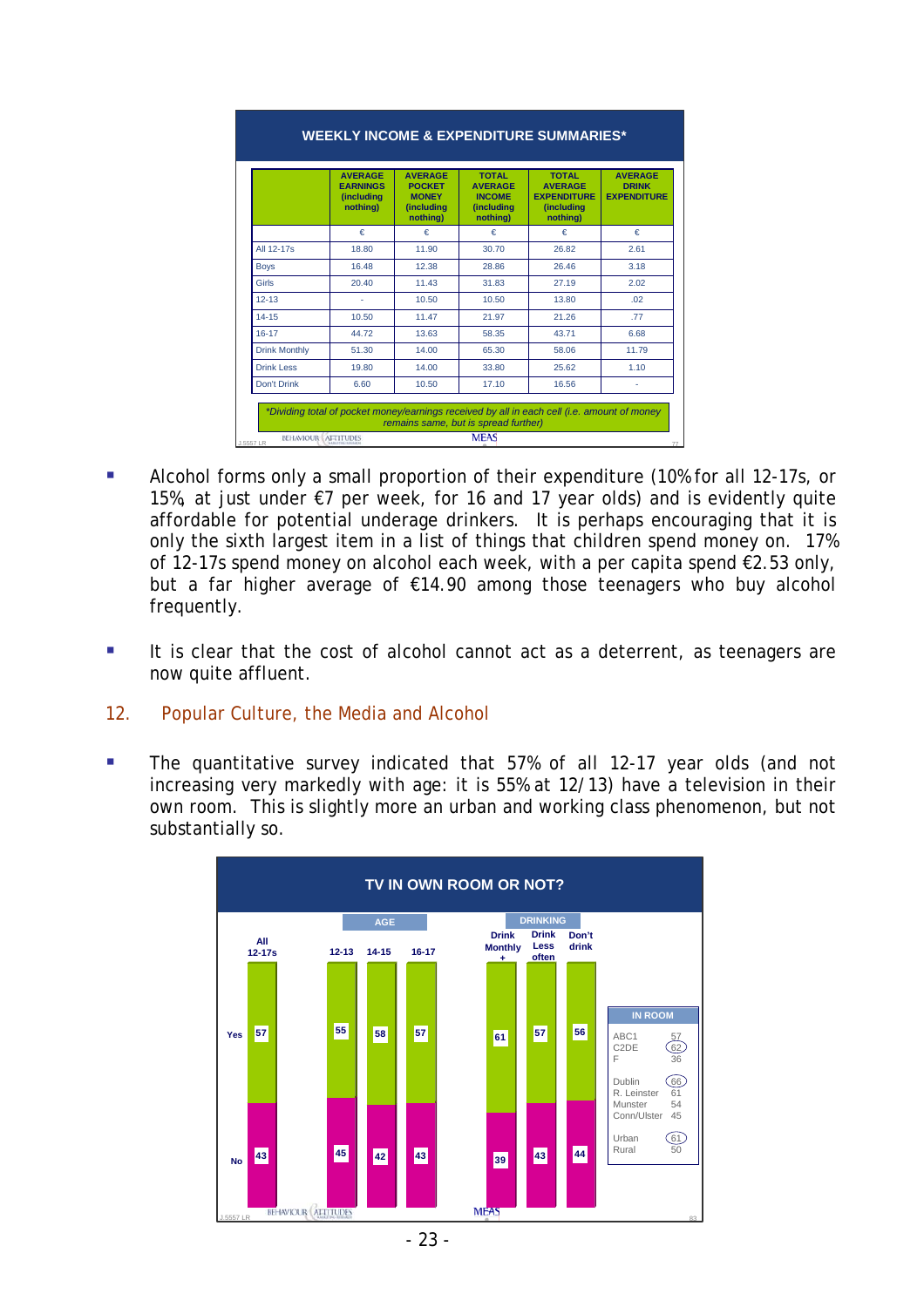**WEEKLY INCOME & EXPENDITURE SUMMARIES***

| | AVERAGE EARNINGS (including nothing) | AVERAGE POCKET MONEY (including nothing) | TOTAL AVERAGE INCOME (including nothing) | TOTAL AVERAGE EXPENDITURE (including nothing) | AVERAGE DRINK EXPENDITURE |
|---|---|---|---|---|---|
| | € | € | € | € | € |
| All 12-17s | 18.80 | 11.90 | 30.70 | 26.82 | 2.61 |
| Boys | 16.48 | 12.38 | 28.86 | 26.46 | 3.18 |
| Girls | 20.40 | 11.43 | 31.83 | 27.19 | 2.02 |
| 12-13 | - | 10.50 | 10.50 | 13.80 | .02 |
| 14-15 | 10.50 | 11.47 | 21.97 | 21.26 | .77 |
| 16-17 | 44.72 | 13.63 | 58.35 | 43.71 | 6.68 |
| Drink Monthly | 51.30 | 14.00 | 65.30 | 58.06 | 11.79 |
| Drink Less | 19.80 | 14.00 | 33.80 | 25.62 | 1.10 |
| Don't Drink | 6.60 | 10.50 | 17.10 | 16.56 | - |

*Dividing total of pocket money/earnings received by all in each cell (i.e. amount of money remains same, but is spread further)

- Alcohol forms only a small proportion of their expenditure (10% for all 12-17s, or 15%, at just under €7 per week, for 16 and 17 year olds) and is evidently quite affordable for potential underage drinkers. It is perhaps encouraging that it is only the sixth largest item in a list of things that children spend money on. 17% of 12-17s spend money on alcohol each week, with a per capita spend €2.53 only, but a far higher average of €14.90 among those teenagers who buy alcohol frequently.

- It is clear that the cost of alcohol cannot act as a deterrent, as teenagers are now quite affluent.

## 12. Popular Culture, the Media and Alcohol

- The quantitative survey indicated that 57% of all 12-17 year olds (and not increasing very markedly with age: it is 55% at 12/13) have a television in their own room. This is slightly more an urban and working class phenomenon, but not substantially so.

**TV IN OWN ROOM OR NOT?**

| | All 12-17s | Age: 12-13 | Age: 14-15 | Age: 16-17 | Drinking: Drink Monthly + | Drinking: Drink Less often | Drinking: Don't drink |
|---|---|---|---|---|---|---|---|
| Yes | 57 | 55 | 58 | 57 | 61 | 57 | 56 |
| No | 43 | 45 | 42 | 43 | 39 | 43 | 44 |

| IN ROOM | |
|---|---|
| ABC1 | 57 |
| C2DE | 62 |
| F | 36 |
| Dublin | 66 |
| R. Leinster | 61 |
| Munster | 54 |
| Conn/Ulster | 45 |
| Urban | 61 |
| Rural | 50 |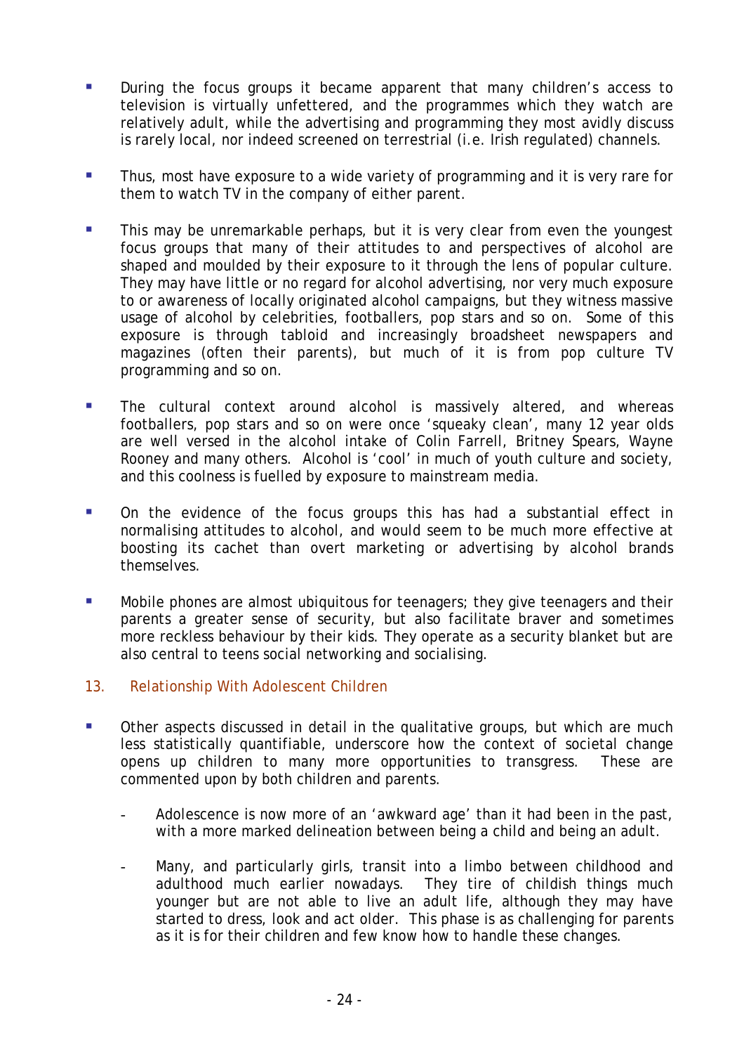- During the focus groups it became apparent that many children's access to television is virtually unfettered, and the programmes which they watch are relatively adult, while the advertising and programming they most avidly discuss is rarely local, nor indeed screened on terrestrial (i.e. Irish regulated) channels.

- Thus, most have exposure to a wide variety of programming and it is very rare for them to watch TV in the company of either parent.

- This may be unremarkable perhaps, but it is very clear from even the youngest focus groups that many of their attitudes to and perspectives of alcohol are shaped and moulded by their exposure to it through the lens of popular culture. They may have little or no regard for alcohol advertising, nor very much exposure to or awareness of locally originated alcohol campaigns, but they witness massive usage of alcohol by celebrities, footballers, pop stars and so on. Some of this exposure is through tabloid and increasingly broadsheet newspapers and magazines (often their parents), but much of it is from pop culture TV programming and so on.

- The cultural context around alcohol is massively altered, and whereas footballers, pop stars and so on were once 'squeaky clean', many 12 year olds are well versed in the alcohol intake of Colin Farrell, Britney Spears, Wayne Rooney and many others. Alcohol is 'cool' in much of youth culture and society, and this coolness is fuelled by exposure to mainstream media.

- On the evidence of the focus groups this has had a substantial effect in normalising attitudes to alcohol, and would seem to be much more effective at boosting its cachet than overt marketing or advertising by alcohol brands themselves.

- Mobile phones are almost ubiquitous for teenagers; they give teenagers and their parents a greater sense of security, but also facilitate braver and sometimes more reckless behaviour by their kids. They operate as a security blanket but are also central to teens social networking and socialising.

## 13. Relationship With Adolescent Children

- Other aspects discussed in detail in the qualitative groups, but which are much less statistically quantifiable, underscore how the context of societal change opens up children to many more opportunities to transgress. These are commented upon by both children and parents.

  - Adolescence is now more of an 'awkward age' than it had been in the past, with a more marked delineation between being a child and being an adult.

  - Many, and particularly girls, transit into a limbo between childhood and adulthood much earlier nowadays. They tire of childish things much younger but are not able to live an adult life, although they may have started to dress, look and act older. This phase is as challenging for parents as it is for their children and few know how to handle these changes.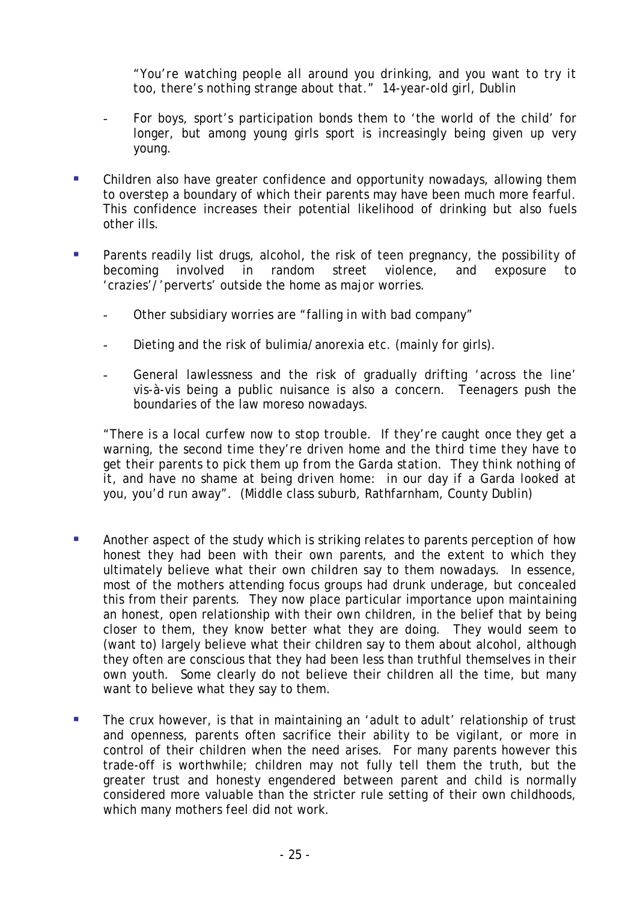"You're watching people all around you drinking, and you want to try it too, there's nothing strange about that." 14-year-old girl, Dublin

- For boys, sport's participation bonds them to 'the world of the child' for longer, but among young girls sport is increasingly being given up very young.

- Children also have greater confidence and opportunity nowadays, allowing them to overstep a boundary of which their parents may have been much more fearful. This confidence increases their potential likelihood of drinking but also fuels other ills.

- Parents readily list drugs, alcohol, the risk of teen pregnancy, the possibility of becoming involved in random street violence, and exposure to 'crazies'/'perverts' outside the home as major worries.

  - Other subsidiary worries are "falling in with bad company"

  - Dieting and the risk of bulimia/anorexia etc. (mainly for girls).

  - General lawlessness and the risk of gradually drifting 'across the line' vis-à-vis being a public nuisance is also a concern. Teenagers push the boundaries of the law moreso nowadays.

"There is a local curfew now to stop trouble. If they're caught once they get a warning, the second time they're driven home and the third time they have to get their parents to pick them up from the Garda station. They think nothing of it, and have no shame at being driven home: in our day if a Garda looked at you, you'd run away". (Middle class suburb, Rathfarnham, County Dublin)

- Another aspect of the study which is striking relates to parents perception of how honest they had been with their own parents, and the extent to which they ultimately believe what their own children say to them nowadays. In essence, most of the mothers attending focus groups had drunk underage, but concealed this from their parents. They now place particular importance upon maintaining an honest, open relationship with their own children, in the belief that by being closer to them, they know better what they are doing. They would seem to (want to) largely believe what their children say to them about alcohol, although they often are conscious that they had been less than truthful themselves in their own youth. Some clearly do not believe their children all the time, but many want to believe what they say to them.

- The crux however, is that in maintaining an 'adult to adult' relationship of trust and openness, parents often sacrifice their ability to be vigilant, or more in control of their children when the need arises. For many parents however this trade-off is worthwhile; children may not fully tell them the truth, but the greater trust and honesty engendered between parent and child is normally considered more valuable than the stricter rule setting of their own childhoods, which many mothers feel did not work.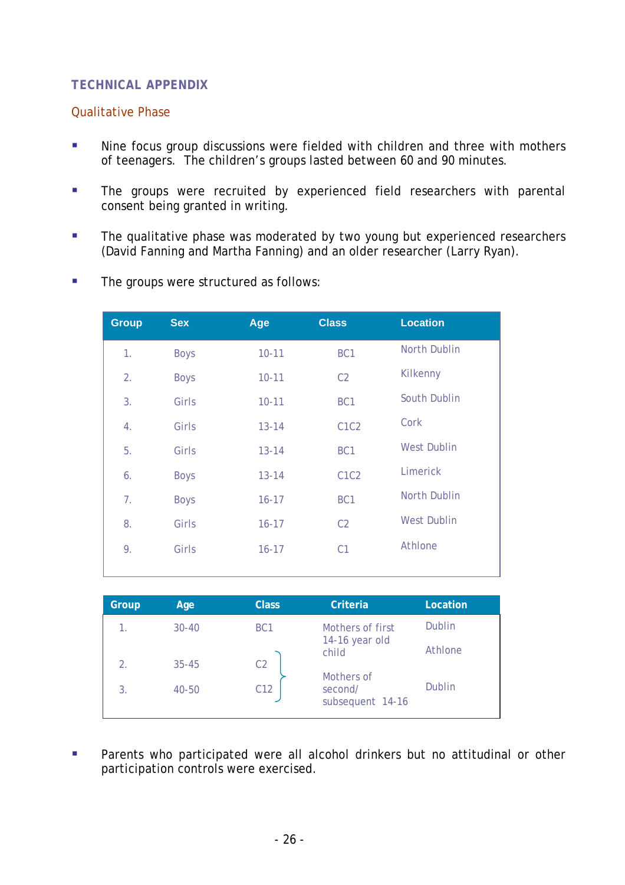## TECHNICAL APPENDIX

### Qualitative Phase

- Nine focus group discussions were fielded with children and three with mothers of teenagers. The children's groups lasted between 60 and 90 minutes.
- The groups were recruited by experienced field researchers with parental consent being granted in writing.
- The qualitative phase was moderated by two young but experienced researchers (David Fanning and Martha Fanning) and an older researcher (Larry Ryan).
- The groups were structured as follows:

| Group | Sex | Age | Class | Location |
|---|---|---|---|---|
| 1. | Boys | 10-11 | BC1 | North Dublin |
| 2. | Boys | 10-11 | C2 | Kilkenny |
| 3. | Girls | 10-11 | BC1 | South Dublin |
| 4. | Girls | 13-14 | C1C2 | Cork |
| 5. | Girls | 13-14 | BC1 | West Dublin |
| 6. | Boys | 13-14 | C1C2 | Limerick |
| 7. | Boys | 16-17 | BC1 | North Dublin |
| 8. | Girls | 16-17 | C2 | West Dublin |
| 9. | Girls | 16-17 | C1 | Athlone |

| Group | Age | Class | Criteria | Location |
|---|---|---|---|---|
| 1. | 30-40 | BC1 | Mothers of first 14-16 year old child | Dublin |
| 2. | 35-45 | C2 | Mothers of second/ subsequent 14-16 | Athlone |
| 3. | 40-50 | C12 | Mothers of second/ subsequent 14-16 | Dublin |

- Parents who participated were all alcohol drinkers but no attitudinal or other participation controls were exercised.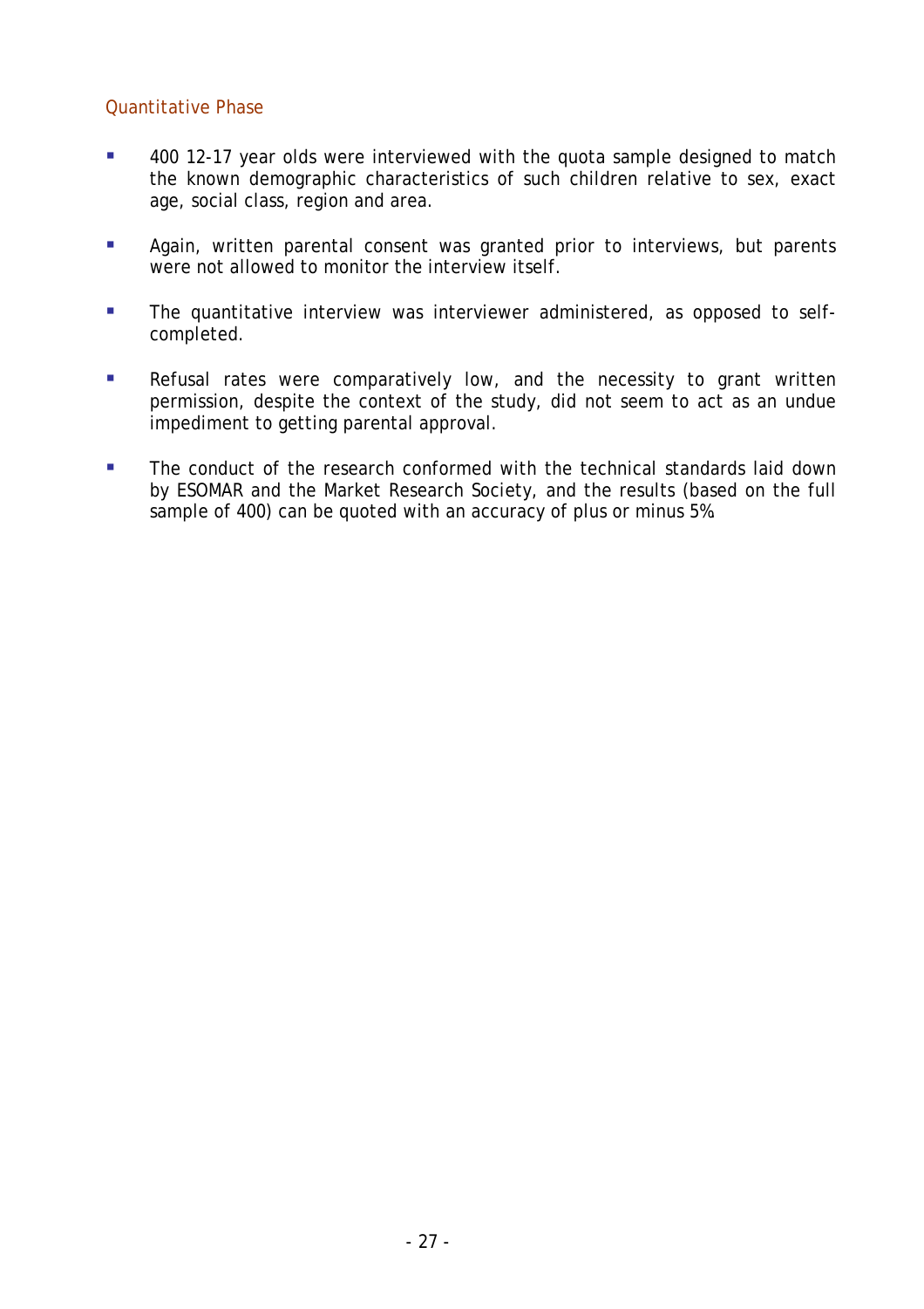### Quantitative Phase

- 400 12-17 year olds were interviewed with the quota sample designed to match the known demographic characteristics of such children relative to sex, exact age, social class, region and area.

- Again, written parental consent was granted prior to interviews, but parents were not allowed to monitor the interview itself.

- The quantitative interview was interviewer administered, as opposed to self-completed.

- Refusal rates were comparatively low, and the necessity to grant written permission, despite the context of the study, did not seem to act as an undue impediment to getting parental approval.

- The conduct of the research conformed with the technical standards laid down by ESOMAR and the Market Research Society, and the results (based on the full sample of 400) can be quoted with an accuracy of plus or minus 5%.